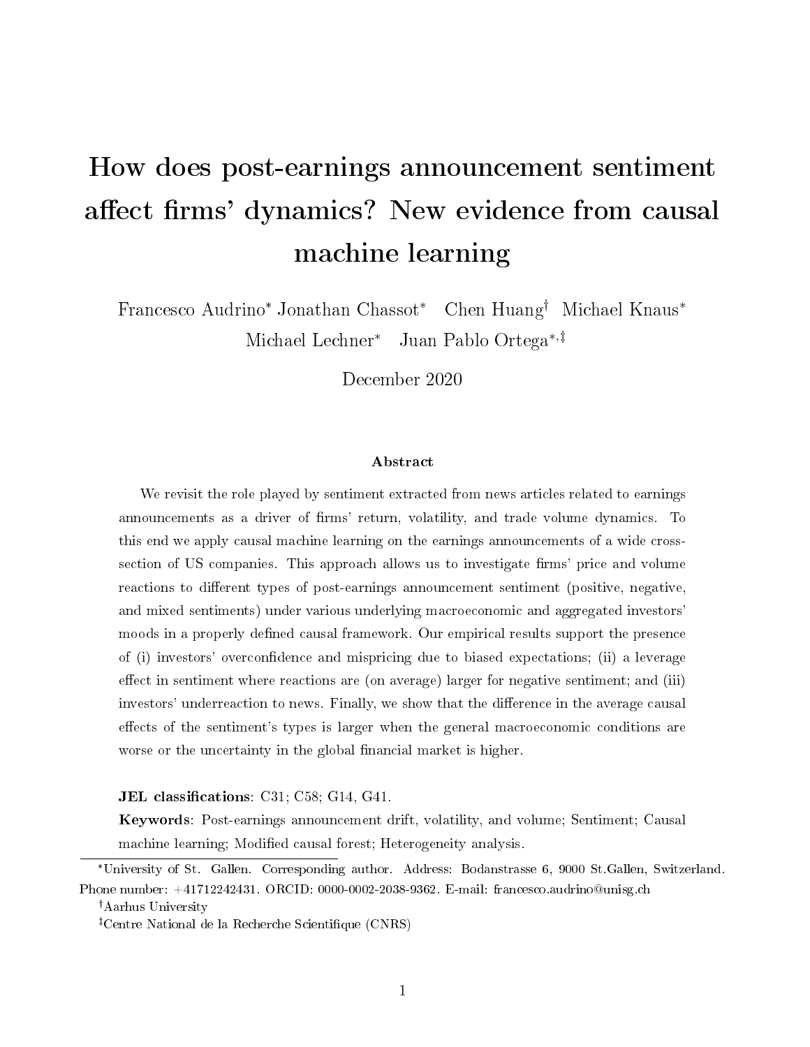# How does post-earnings announcement sentiment affect firms' dynamics? New evidence from causal machine learning

Francesco Audrino* Jonathan Chassot* Chen Huang† Michael Knaus* Michael Lechner* Juan Pablo Ortega*,‡

December 2020

### Abstract

We revisit the role played by sentiment extracted from news articles related to earnings announcements as a driver of firms' return, volatility, and trade volume dynamics. To this end we apply causal machine learning on the earnings announcements of a wide cross-section of US companies. This approach allows us to investigate firms' price and volume reactions to different types of post-earnings announcement sentiment (positive, negative, and mixed sentiments) under various underlying macroeconomic and aggregated investors' moods in a properly defined causal framework. Our empirical results support the presence of (i) investors' overconfidence and mispricing due to biased expectations; (ii) a leverage effect in sentiment where reactions are (on average) larger for negative sentiment; and (iii) investors' underreaction to news. Finally, we show that the difference in the average causal effects of the sentiment's types is larger when the general macroeconomic conditions are worse or the uncertainty in the global financial market is higher.

**JEL classifications**: C31; C58; G14, G41.

**Keywords**: Post-earnings announcement drift, volatility, and volume; Sentiment; Causal machine learning; Modified causal forest; Heterogeneity analysis.

---

*University of St. Gallen. Corresponding author. Address: Bodanstrasse 6, 9000 St.Gallen, Switzerland. Phone number: +41712242431. ORCID: 0000-0002-2038-9362. E-mail: francesco.audrino@unisg.ch

†Aarhus University

‡Centre National de la Recherche Scientifique (CNRS)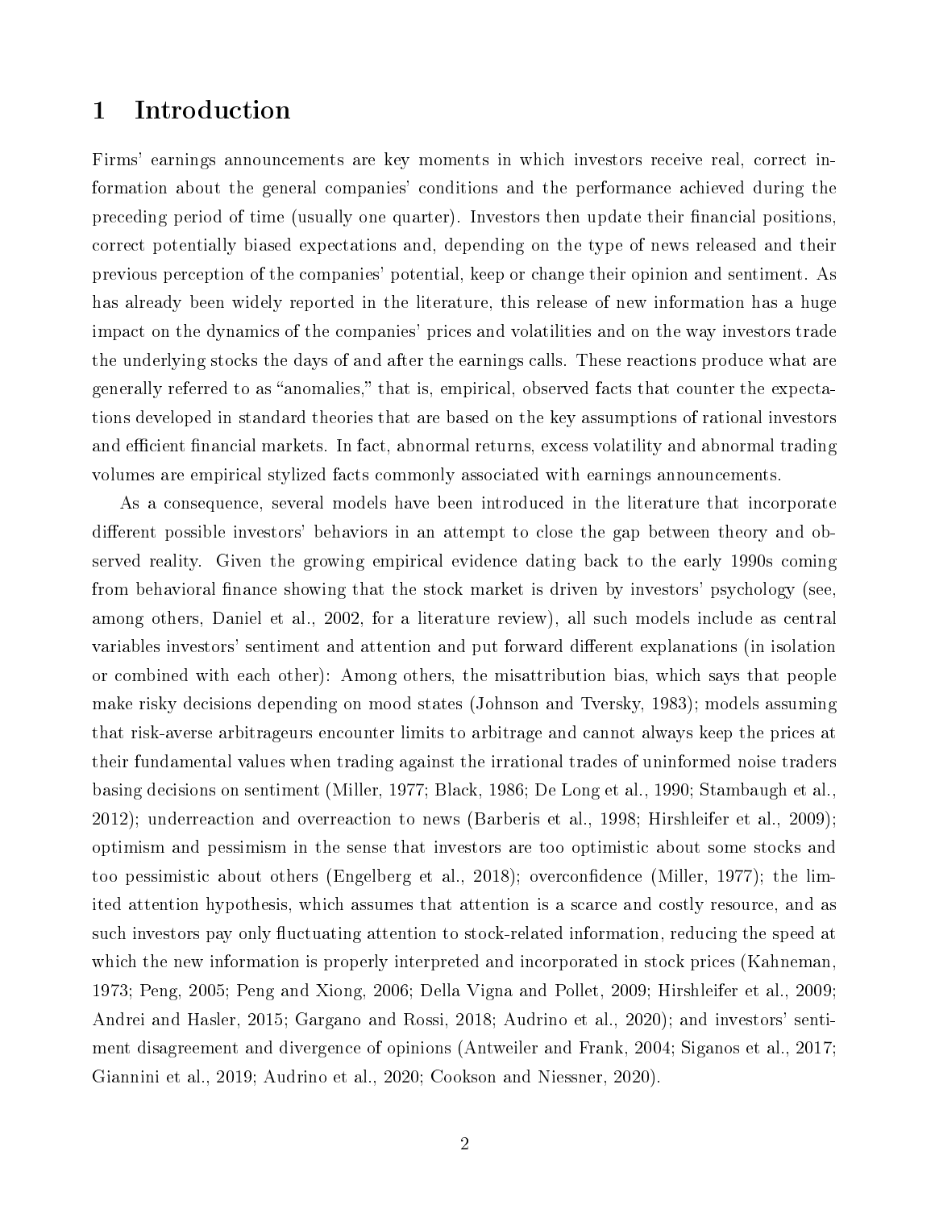# 1 Introduction

Firms' earnings announcements are key moments in which investors receive real, correct information about the general companies' conditions and the performance achieved during the preceding period of time (usually one quarter). Investors then update their financial positions, correct potentially biased expectations and, depending on the type of news released and their previous perception of the companies' potential, keep or change their opinion and sentiment. As has already been widely reported in the literature, this release of new information has a huge impact on the dynamics of the companies' prices and volatilities and on the way investors trade the underlying stocks the days of and after the earnings calls. These reactions produce what are generally referred to as "anomalies," that is, empirical, observed facts that counter the expectations developed in standard theories that are based on the key assumptions of rational investors and efficient financial markets. In fact, abnormal returns, excess volatility and abnormal trading volumes are empirical stylized facts commonly associated with earnings announcements.

As a consequence, several models have been introduced in the literature that incorporate different possible investors' behaviors in an attempt to close the gap between theory and observed reality. Given the growing empirical evidence dating back to the early 1990s coming from behavioral finance showing that the stock market is driven by investors' psychology (see, among others, Daniel et al., 2002, for a literature review), all such models include as central variables investors' sentiment and attention and put forward different explanations (in isolation or combined with each other): Among others, the misattribution bias, which says that people make risky decisions depending on mood states (Johnson and Tversky, 1983); models assuming that risk-averse arbitrageurs encounter limits to arbitrage and cannot always keep the prices at their fundamental values when trading against the irrational trades of uninformed noise traders basing decisions on sentiment (Miller, 1977; Black, 1986; De Long et al., 1990; Stambaugh et al., 2012); underreaction and overreaction to news (Barberis et al., 1998; Hirshleifer et al., 2009); optimism and pessimism in the sense that investors are too optimistic about some stocks and too pessimistic about others (Engelberg et al., 2018); overconfidence (Miller, 1977); the limited attention hypothesis, which assumes that attention is a scarce and costly resource, and as such investors pay only fluctuating attention to stock-related information, reducing the speed at which the new information is properly interpreted and incorporated in stock prices (Kahneman, 1973; Peng, 2005; Peng and Xiong, 2006; Della Vigna and Pollet, 2009; Hirshleifer et al., 2009; Andrei and Hasler, 2015; Gargano and Rossi, 2018; Audrino et al., 2020); and investors' sentiment disagreement and divergence of opinions (Antweiler and Frank, 2004; Siganos et al., 2017; Giannini et al., 2019; Audrino et al., 2020; Cookson and Niessner, 2020).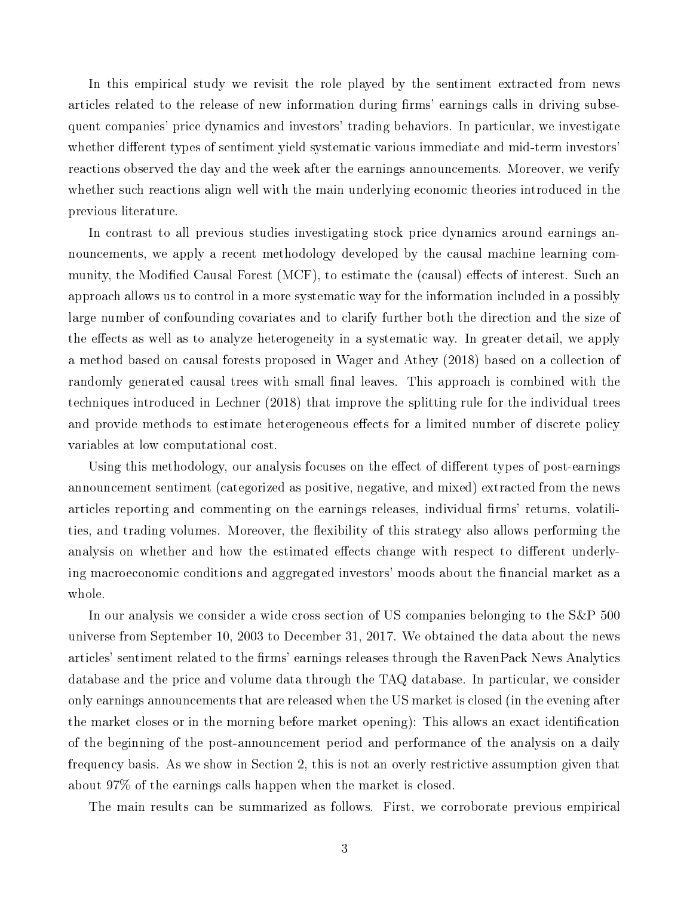In this empirical study we revisit the role played by the sentiment extracted from news articles related to the release of new information during firms' earnings calls in driving subsequent companies' price dynamics and investors' trading behaviors. In particular, we investigate whether different types of sentiment yield systematic various immediate and mid-term investors' reactions observed the day and the week after the earnings announcements. Moreover, we verify whether such reactions align well with the main underlying economic theories introduced in the previous literature.

In contrast to all previous studies investigating stock price dynamics around earnings announcements, we apply a recent methodology developed by the causal machine learning community, the Modified Causal Forest (MCF), to estimate the (causal) effects of interest. Such an approach allows us to control in a more systematic way for the information included in a possibly large number of confounding covariates and to clarify further both the direction and the size of the effects as well as to analyze heterogeneity in a systematic way. In greater detail, we apply a method based on causal forests proposed in Wager and Athey (2018) based on a collection of randomly generated causal trees with small final leaves. This approach is combined with the techniques introduced in Lechner (2018) that improve the splitting rule for the individual trees and provide methods to estimate heterogeneous effects for a limited number of discrete policy variables at low computational cost.

Using this methodology, our analysis focuses on the effect of different types of post-earnings announcement sentiment (categorized as positive, negative, and mixed) extracted from the news articles reporting and commenting on the earnings releases, individual firms' returns, volatilities, and trading volumes. Moreover, the flexibility of this strategy also allows performing the analysis on whether and how the estimated effects change with respect to different underlying macroeconomic conditions and aggregated investors' moods about the financial market as a whole.

In our analysis we consider a wide cross section of US companies belonging to the S&P 500 universe from September 10, 2003 to December 31, 2017. We obtained the data about the news articles' sentiment related to the firms' earnings releases through the RavenPack News Analytics database and the price and volume data through the TAQ database. In particular, we consider only earnings announcements that are released when the US market is closed (in the evening after the market closes or in the morning before market opening): This allows an exact identification of the beginning of the post-announcement period and performance of the analysis on a daily frequency basis. As we show in Section 2, this is not an overly restrictive assumption given that about 97% of the earnings calls happen when the market is closed.

The main results can be summarized as follows. First, we corroborate previous empirical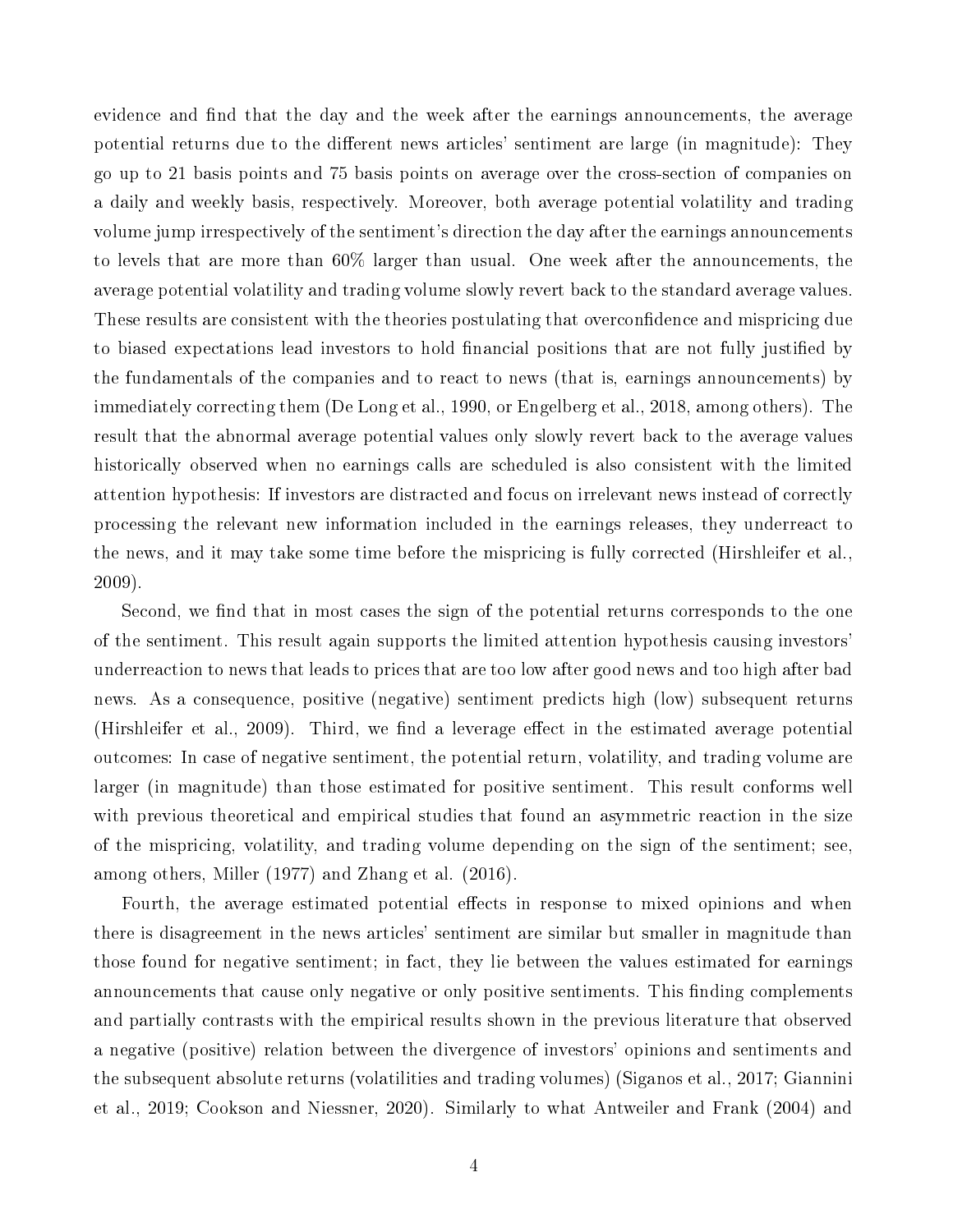evidence and find that the day and the week after the earnings announcements, the average potential returns due to the different news articles' sentiment are large (in magnitude): They go up to 21 basis points and 75 basis points on average over the cross-section of companies on a daily and weekly basis, respectively. Moreover, both average potential volatility and trading volume jump irrespectively of the sentiment's direction the day after the earnings announcements to levels that are more than 60% larger than usual. One week after the announcements, the average potential volatility and trading volume slowly revert back to the standard average values. These results are consistent with the theories postulating that overconfidence and mispricing due to biased expectations lead investors to hold financial positions that are not fully justified by the fundamentals of the companies and to react to news (that is, earnings announcements) by immediately correcting them (De Long et al., 1990, or Engelberg et al., 2018, among others). The result that the abnormal average potential values only slowly revert back to the average values historically observed when no earnings calls are scheduled is also consistent with the limited attention hypothesis: If investors are distracted and focus on irrelevant news instead of correctly processing the relevant new information included in the earnings releases, they underreact to the news, and it may take some time before the mispricing is fully corrected (Hirshleifer et al., 2009).

Second, we find that in most cases the sign of the potential returns corresponds to the one of the sentiment. This result again supports the limited attention hypothesis causing investors' underreaction to news that leads to prices that are too low after good news and too high after bad news. As a consequence, positive (negative) sentiment predicts high (low) subsequent returns (Hirshleifer et al., 2009). Third, we find a leverage effect in the estimated average potential outcomes: In case of negative sentiment, the potential return, volatility, and trading volume are larger (in magnitude) than those estimated for positive sentiment. This result conforms well with previous theoretical and empirical studies that found an asymmetric reaction in the size of the mispricing, volatility, and trading volume depending on the sign of the sentiment; see, among others, Miller (1977) and Zhang et al. (2016).

Fourth, the average estimated potential effects in response to mixed opinions and when there is disagreement in the news articles' sentiment are similar but smaller in magnitude than those found for negative sentiment; in fact, they lie between the values estimated for earnings announcements that cause only negative or only positive sentiments. This finding complements and partially contrasts with the empirical results shown in the previous literature that observed a negative (positive) relation between the divergence of investors' opinions and sentiments and the subsequent absolute returns (volatilities and trading volumes) (Siganos et al., 2017; Giannini et al., 2019; Cookson and Niessner, 2020). Similarly to what Antweiler and Frank (2004) and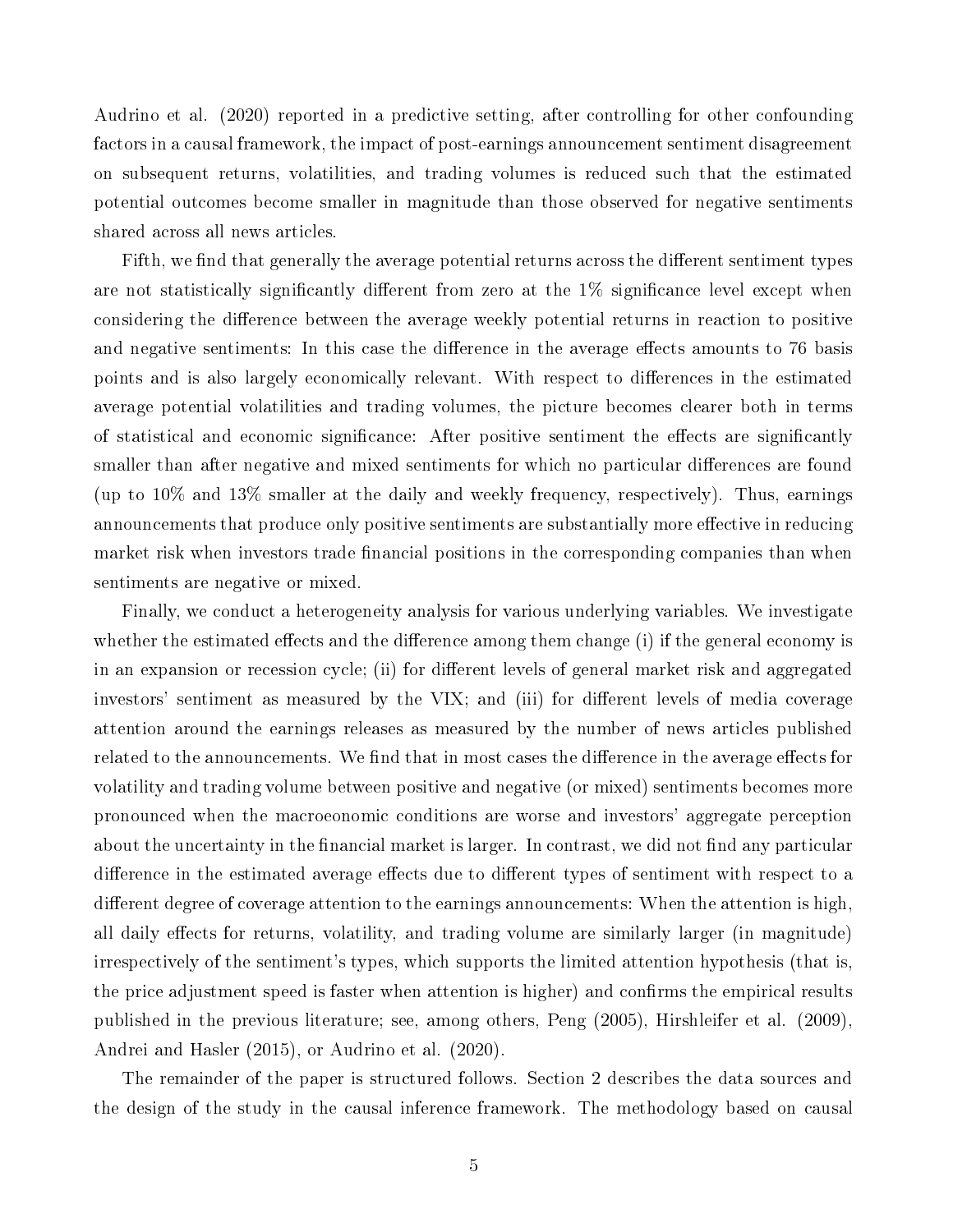Audrino et al. (2020) reported in a predictive setting, after controlling for other confounding factors in a causal framework, the impact of post-earnings announcement sentiment disagreement on subsequent returns, volatilities, and trading volumes is reduced such that the estimated potential outcomes become smaller in magnitude than those observed for negative sentiments shared across all news articles.

Fifth, we find that generally the average potential returns across the different sentiment types are not statistically significantly different from zero at the 1% significance level except when considering the difference between the average weekly potential returns in reaction to positive and negative sentiments: In this case the difference in the average effects amounts to 76 basis points and is also largely economically relevant. With respect to differences in the estimated average potential volatilities and trading volumes, the picture becomes clearer both in terms of statistical and economic significance: After positive sentiment the effects are significantly smaller than after negative and mixed sentiments for which no particular differences are found (up to 10% and 13% smaller at the daily and weekly frequency, respectively). Thus, earnings announcements that produce only positive sentiments are substantially more effective in reducing market risk when investors trade financial positions in the corresponding companies than when sentiments are negative or mixed.

Finally, we conduct a heterogeneity analysis for various underlying variables. We investigate whether the estimated effects and the difference among them change (i) if the general economy is in an expansion or recession cycle; (ii) for different levels of general market risk and aggregated investors' sentiment as measured by the VIX; and (iii) for different levels of media coverage attention around the earnings releases as measured by the number of news articles published related to the announcements. We find that in most cases the difference in the average effects for volatility and trading volume between positive and negative (or mixed) sentiments becomes more pronounced when the macroeconomic conditions are worse and investors' aggregate perception about the uncertainty in the financial market is larger. In contrast, we did not find any particular difference in the estimated average effects due to different types of sentiment with respect to a different degree of coverage attention to the earnings announcements: When the attention is high, all daily effects for returns, volatility, and trading volume are similarly larger (in magnitude) irrespectively of the sentiment's types, which supports the limited attention hypothesis (that is, the price adjustment speed is faster when attention is higher) and confirms the empirical results published in the previous literature; see, among others, Peng (2005), Hirshleifer et al. (2009), Andrei and Hasler (2015), or Audrino et al. (2020).

The remainder of the paper is structured follows. Section 2 describes the data sources and the design of the study in the causal inference framework. The methodology based on causal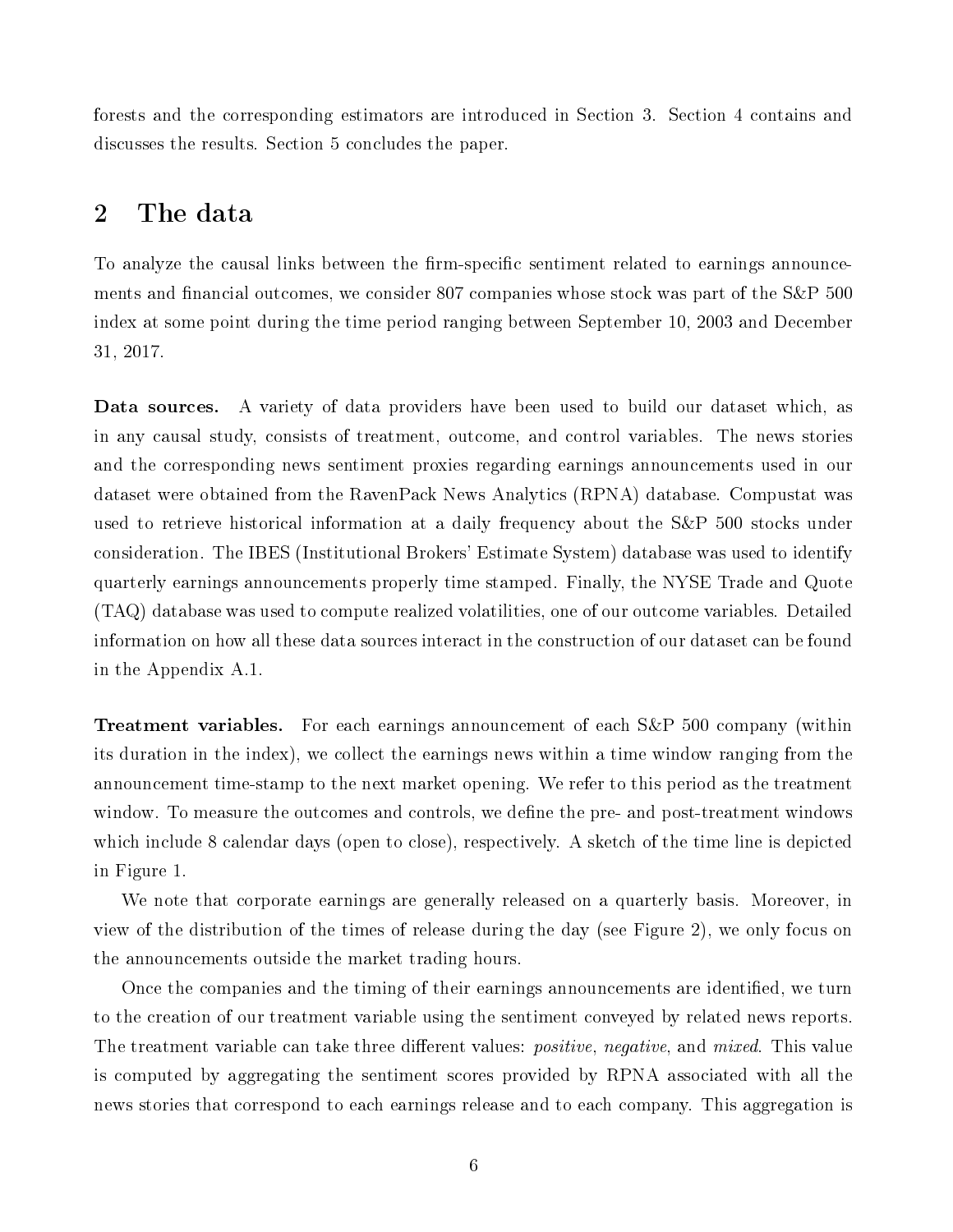forests and the corresponding estimators are introduced in Section 3. Section 4 contains and discusses the results. Section 5 concludes the paper.

## 2 The data

To analyze the causal links between the firm-specific sentiment related to earnings announcements and financial outcomes, we consider 807 companies whose stock was part of the S&P 500 index at some point during the time period ranging between September 10, 2003 and December 31, 2017.

**Data sources.** A variety of data providers have been used to build our dataset which, as in any causal study, consists of treatment, outcome, and control variables. The news stories and the corresponding news sentiment proxies regarding earnings announcements used in our dataset were obtained from the RavenPack News Analytics (RPNA) database. Compustat was used to retrieve historical information at a daily frequency about the S&P 500 stocks under consideration. The IBES (Institutional Brokers' Estimate System) database was used to identify quarterly earnings announcements properly time stamped. Finally, the NYSE Trade and Quote (TAQ) database was used to compute realized volatilities, one of our outcome variables. Detailed information on how all these data sources interact in the construction of our dataset can be found in the Appendix A.1.

**Treatment variables.** For each earnings announcement of each S&P 500 company (within its duration in the index), we collect the earnings news within a time window ranging from the announcement time-stamp to the next market opening. We refer to this period as the treatment window. To measure the outcomes and controls, we define the pre- and post-treatment windows which include 8 calendar days (open to close), respectively. A sketch of the time line is depicted in Figure 1.

We note that corporate earnings are generally released on a quarterly basis. Moreover, in view of the distribution of the times of release during the day (see Figure 2), we only focus on the announcements outside the market trading hours.

Once the companies and the timing of their earnings announcements are identified, we turn to the creation of our treatment variable using the sentiment conveyed by related news reports. The treatment variable can take three different values: *positive*, *negative*, and *mixed*. This value is computed by aggregating the sentiment scores provided by RPNA associated with all the news stories that correspond to each earnings release and to each company. This aggregation is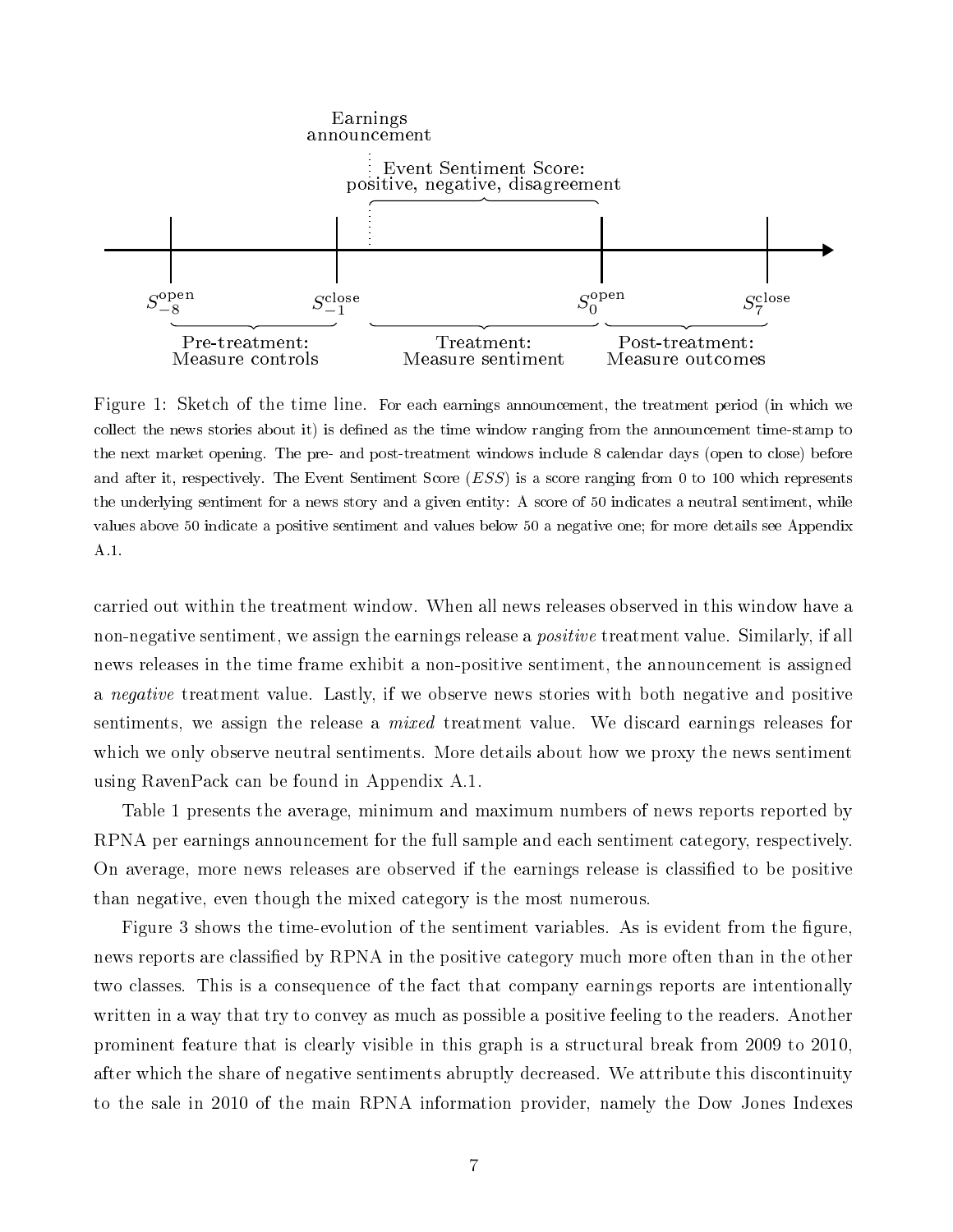Figure 1: Sketch of the time line. For each earnings announcement, the treatment period (in which we collect the news stories about it) is defined as the time window ranging from the announcement time-stamp to the next market opening. The pre- and post-treatment windows include 8 calendar days (open to close) before and after it, respectively. The Event Sentiment Score ($ESS$) is a score ranging from 0 to 100 which represents the underlying sentiment for a news story and a given entity: A score of 50 indicates a neutral sentiment, while values above 50 indicate a positive sentiment and values below 50 a negative one; for more details see Appendix A.1.

carried out within the treatment window. When all news releases observed in this window have a non-negative sentiment, we assign the earnings release a *positive* treatment value. Similarly, if all news releases in the time frame exhibit a non-positive sentiment, the announcement is assigned a *negative* treatment value. Lastly, if we observe news stories with both negative and positive sentiments, we assign the release a *mixed* treatment value. We discard earnings releases for which we only observe neutral sentiments. More details about how we proxy the news sentiment using RavenPack can be found in Appendix A.1.

Table 1 presents the average, minimum and maximum numbers of news reports reported by RPNA per earnings announcement for the full sample and each sentiment category, respectively. On average, more news releases are observed if the earnings release is classified to be positive than negative, even though the mixed category is the most numerous.

Figure 3 shows the time-evolution of the sentiment variables. As is evident from the figure, news reports are classified by RPNA in the positive category much more often than in the other two classes. This is a consequence of the fact that company earnings reports are intentionally written in a way that try to convey as much as possible a positive feeling to the readers. Another prominent feature that is clearly visible in this graph is a structural break from 2009 to 2010, after which the share of negative sentiments abruptly decreased. We attribute this discontinuity to the sale in 2010 of the main RPNA information provider, namely the Dow Jones Indexes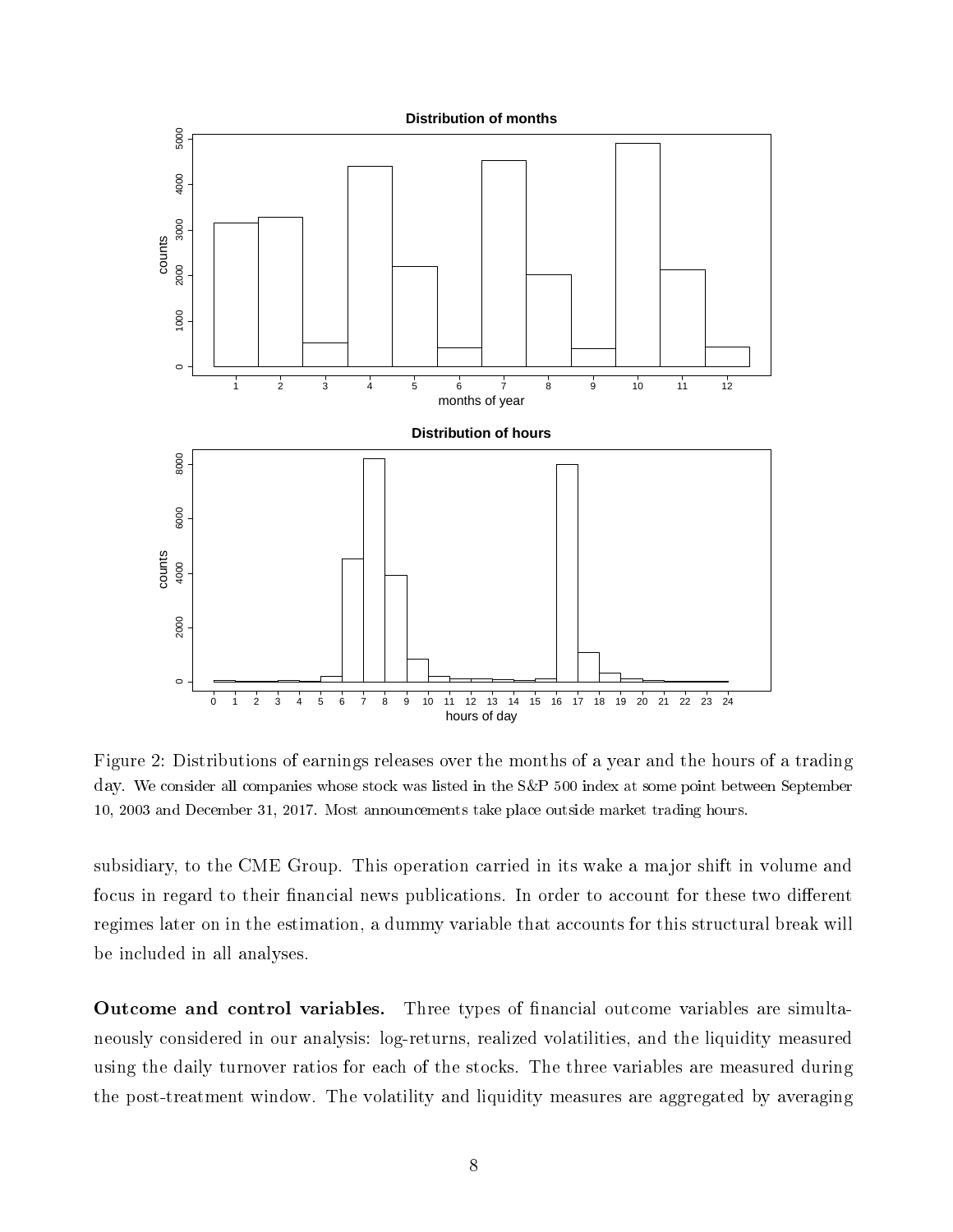Figure 2: Distributions of earnings releases over the months of a year and the hours of a trading day. We consider all companies whose stock was listed in the S&P 500 index at some point between September 10, 2003 and December 31, 2017. Most announcements take place outside market trading hours.

subsidiary, to the CME Group. This operation carried in its wake a major shift in volume and focus in regard to their financial news publications. In order to account for these two different regimes later on in the estimation, a dummy variable that accounts for this structural break will be included in all analyses.

**Outcome and control variables.** Three types of financial outcome variables are simultaneously considered in our analysis: log-returns, realized volatilities, and the liquidity measured using the daily turnover ratios for each of the stocks. The three variables are measured during the post-treatment window. The volatility and liquidity measures are aggregated by averaging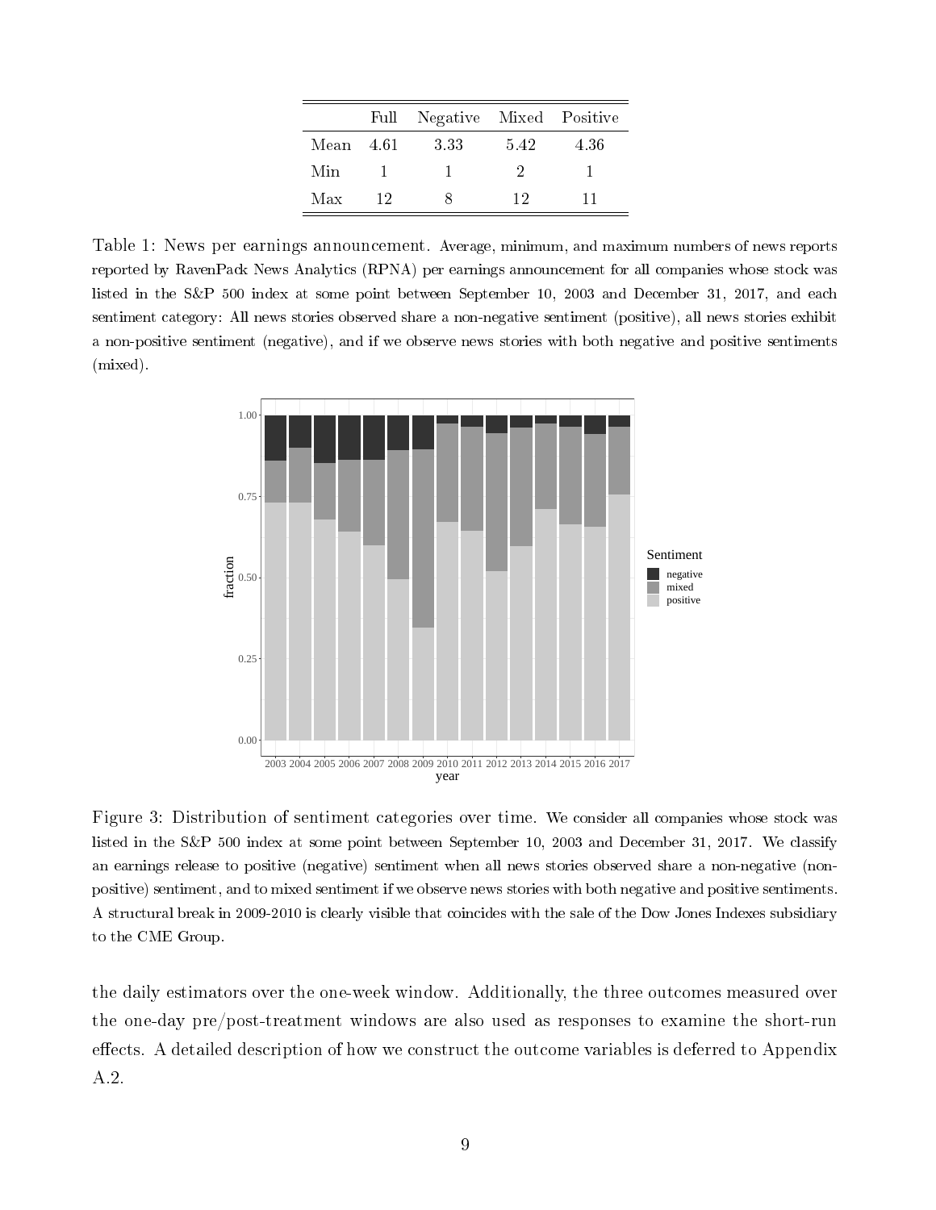|  | Full | Negative | Mixed | Positive |
|---|---|---|---|---|
| Mean | 4.61 | 3.33 | 5.42 | 4.36 |
| Min | 1 | 1 | 2 | 1 |
| Max | 12 | 8 | 12 | 11 |

Table 1: News per earnings announcement. Average, minimum, and maximum numbers of news reports reported by RavenPack News Analytics (RPNA) per earnings announcement for all companies whose stock was listed in the S&P 500 index at some point between September 10, 2003 and December 31, 2017, and each sentiment category: All news stories observed share a non-negative sentiment (positive), all news stories exhibit a non-positive sentiment (negative), and if we observe news stories with both negative and positive sentiments (mixed).

Figure 3: Distribution of sentiment categories over time. We consider all companies whose stock was listed in the S&P 500 index at some point between September 10, 2003 and December 31, 2017. We classify an earnings release to positive (negative) sentiment when all news stories observed share a non-negative (non-positive) sentiment, and to mixed sentiment if we observe news stories with both negative and positive sentiments. A structural break in 2009-2010 is clearly visible that coincides with the sale of the Dow Jones Indexes subsidiary to the CME Group.

the daily estimators over the one-week window. Additionally, the three outcomes measured over the one-day pre/post-treatment windows are also used as responses to examine the short-run effects. A detailed description of how we construct the outcome variables is deferred to Appendix A.2.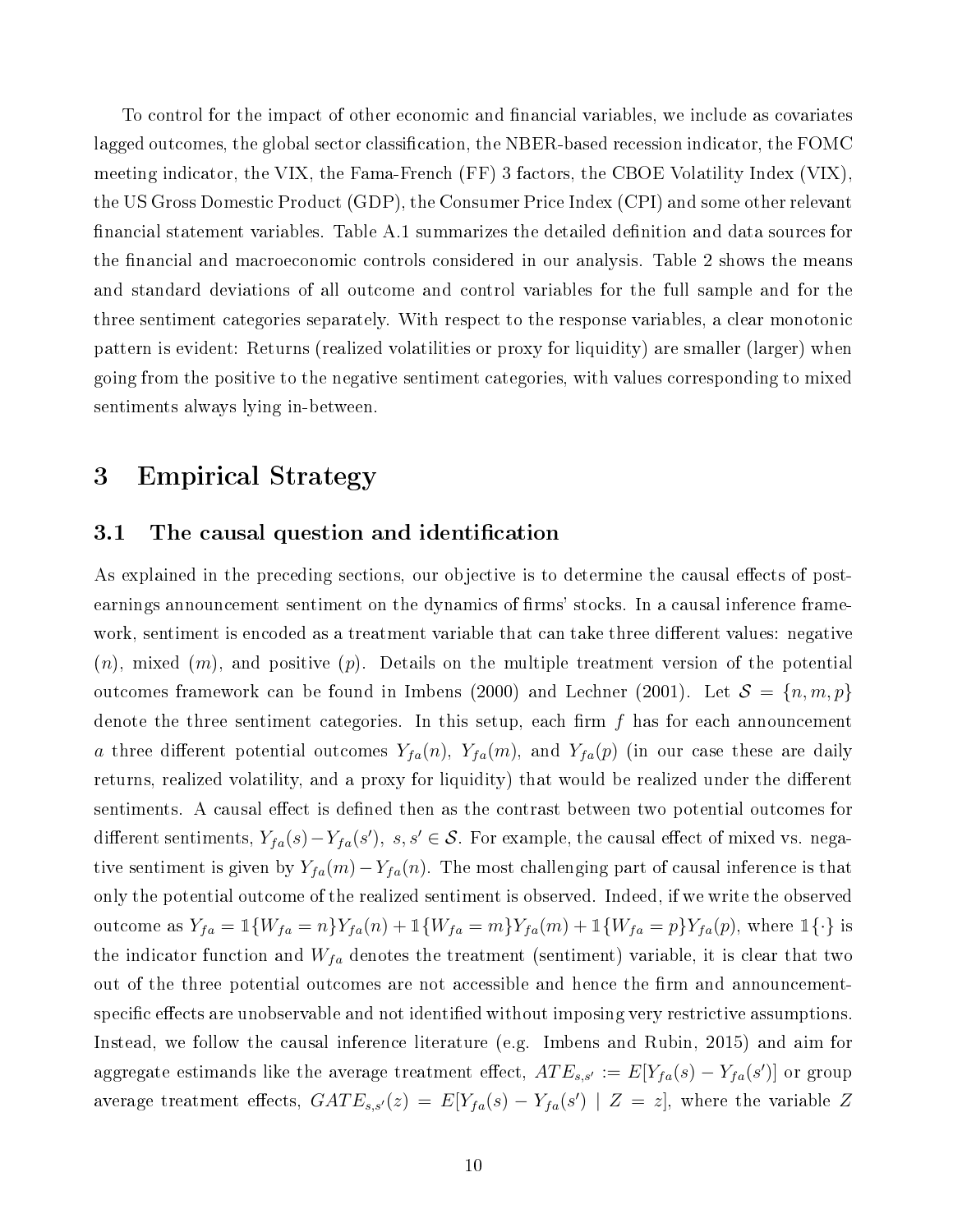To control for the impact of other economic and financial variables, we include as covariates lagged outcomes, the global sector classification, the NBER-based recession indicator, the FOMC meeting indicator, the VIX, the Fama-French (FF) 3 factors, the CBOE Volatility Index (VIX), the US Gross Domestic Product (GDP), the Consumer Price Index (CPI) and some other relevant financial statement variables. Table A.1 summarizes the detailed definition and data sources for the financial and macroeconomic controls considered in our analysis. Table 2 shows the means and standard deviations of all outcome and control variables for the full sample and for the three sentiment categories separately. With respect to the response variables, a clear monotonic pattern is evident: Returns (realized volatilities or proxy for liquidity) are smaller (larger) when going from the positive to the negative sentiment categories, with values corresponding to mixed sentiments always lying in-between.

# 3 Empirical Strategy

## 3.1 The causal question and identification

As explained in the preceding sections, our objective is to determine the causal effects of post-earnings announcement sentiment on the dynamics of firms' stocks. In a causal inference framework, sentiment is encoded as a treatment variable that can take three different values: negative ($n$), mixed ($m$), and positive ($p$). Details on the multiple treatment version of the potential outcomes framework can be found in Imbens (2000) and Lechner (2001). Let $\mathcal{S} = \{n, m, p\}$ denote the three sentiment categories. In this setup, each firm $f$ has for each announcement $a$ three different potential outcomes $Y_{fa}(n)$, $Y_{fa}(m)$, and $Y_{fa}(p)$ (in our case these are daily returns, realized volatility, and a proxy for liquidity) that would be realized under the different sentiments. A causal effect is defined then as the contrast between two potential outcomes for different sentiments, $Y_{fa}(s) - Y_{fa}(s'),\ s, s' \in \mathcal{S}$. For example, the causal effect of mixed vs. negative sentiment is given by $Y_{fa}(m) - Y_{fa}(n)$. The most challenging part of causal inference is that only the potential outcome of the realized sentiment is observed. Indeed, if we write the observed outcome as $Y_{fa} = \mathbb{1}\{W_{fa} = n\}Y_{fa}(n) + \mathbb{1}\{W_{fa} = m\}Y_{fa}(m) + \mathbb{1}\{W_{fa} = p\}Y_{fa}(p)$, where $\mathbb{1}\{\cdot\}$ is the indicator function and $W_{fa}$ denotes the treatment (sentiment) variable, it is clear that two out of the three potential outcomes are not accessible and hence the firm and announcement-specific effects are unobservable and not identified without imposing very restrictive assumptions. Instead, we follow the causal inference literature (e.g. Imbens and Rubin, 2015) and aim for aggregate estimands like the average treatment effect, $ATE_{s,s'} := E[Y_{fa}(s) - Y_{fa}(s')]$ or group average treatment effects, $GATE_{s,s'}(z) = E[Y_{fa}(s) - Y_{fa}(s') \mid Z = z]$, where the variable $Z$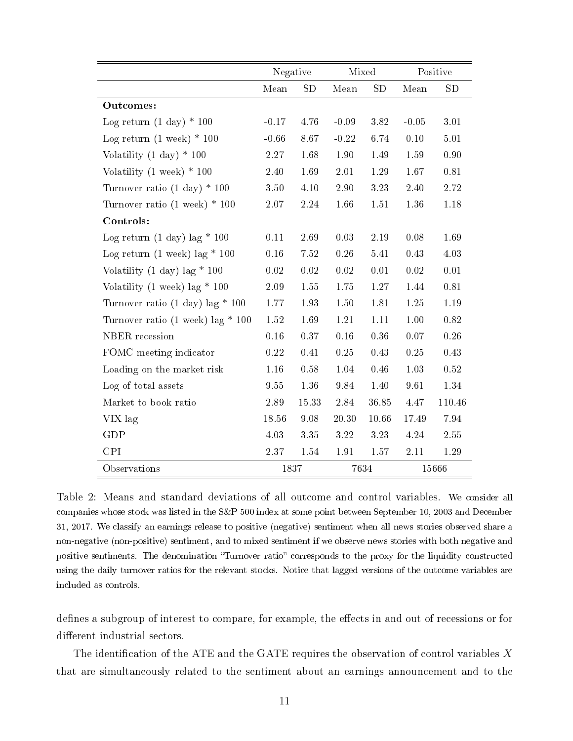| | Negative | | Mixed | | Positive | |
|---|---|---|---|---|---|---|
| | Mean | SD | Mean | SD | Mean | SD |
| **Outcomes:** | | | | | | |
| Log return (1 day) * 100 | -0.17 | 4.76 | -0.09 | 3.82 | -0.05 | 3.01 |
| Log return (1 week) * 100 | -0.66 | 8.67 | -0.22 | 6.74 | 0.10 | 5.01 |
| Volatility (1 day) * 100 | 2.27 | 1.68 | 1.90 | 1.49 | 1.59 | 0.90 |
| Volatility (1 week) * 100 | 2.40 | 1.69 | 2.01 | 1.29 | 1.67 | 0.81 |
| Turnover ratio (1 day) * 100 | 3.50 | 4.10 | 2.90 | 3.23 | 2.40 | 2.72 |
| Turnover ratio (1 week) * 100 | 2.07 | 2.24 | 1.66 | 1.51 | 1.36 | 1.18 |
| **Controls:** | | | | | | |
| Log return (1 day) lag * 100 | 0.11 | 2.69 | 0.03 | 2.19 | 0.08 | 1.69 |
| Log return (1 week) lag * 100 | 0.16 | 7.52 | 0.26 | 5.41 | 0.43 | 4.03 |
| Volatility (1 day) lag * 100 | 0.02 | 0.02 | 0.02 | 0.01 | 0.02 | 0.01 |
| Volatility (1 week) lag * 100 | 2.09 | 1.55 | 1.75 | 1.27 | 1.44 | 0.81 |
| Turnover ratio (1 day) lag * 100 | 1.77 | 1.93 | 1.50 | 1.81 | 1.25 | 1.19 |
| Turnover ratio (1 week) lag * 100 | 1.52 | 1.69 | 1.21 | 1.11 | 1.00 | 0.82 |
| NBER recession | 0.16 | 0.37 | 0.16 | 0.36 | 0.07 | 0.26 |
| FOMC meeting indicator | 0.22 | 0.41 | 0.25 | 0.43 | 0.25 | 0.43 |
| Loading on the market risk | 1.16 | 0.58 | 1.04 | 0.46 | 1.03 | 0.52 |
| Log of total assets | 9.55 | 1.36 | 9.84 | 1.40 | 9.61 | 1.34 |
| Market to book ratio | 2.89 | 15.33 | 2.84 | 36.85 | 4.47 | 110.46 |
| VIX lag | 18.56 | 9.08 | 20.30 | 10.66 | 17.49 | 7.94 |
| GDP | 4.03 | 3.35 | 3.22 | 3.23 | 4.24 | 2.55 |
| CPI | 2.37 | 1.54 | 1.91 | 1.57 | 2.11 | 1.29 |
| Observations | 1837 | | 7634 | | 15666 | |

Table 2: Means and standard deviations of all outcome and control variables. We consider all companies whose stock was listed in the S&P 500 index at some point between September 10, 2003 and December 31, 2017. We classify an earnings release to positive (negative) sentiment when all news stories observed share a non-negative (non-positive) sentiment, and to mixed sentiment if we observe news stories with both negative and positive sentiments. The denomination "Turnover ratio" corresponds to the proxy for the liquidity constructed using the daily turnover ratios for the relevant stocks. Notice that lagged versions of the outcome variables are included as controls.

defines a subgroup of interest to compare, for example, the effects in and out of recessions or for different industrial sectors.

The identification of the ATE and the GATE requires the observation of control variables $X$ that are simultaneously related to the sentiment about an earnings announcement and to the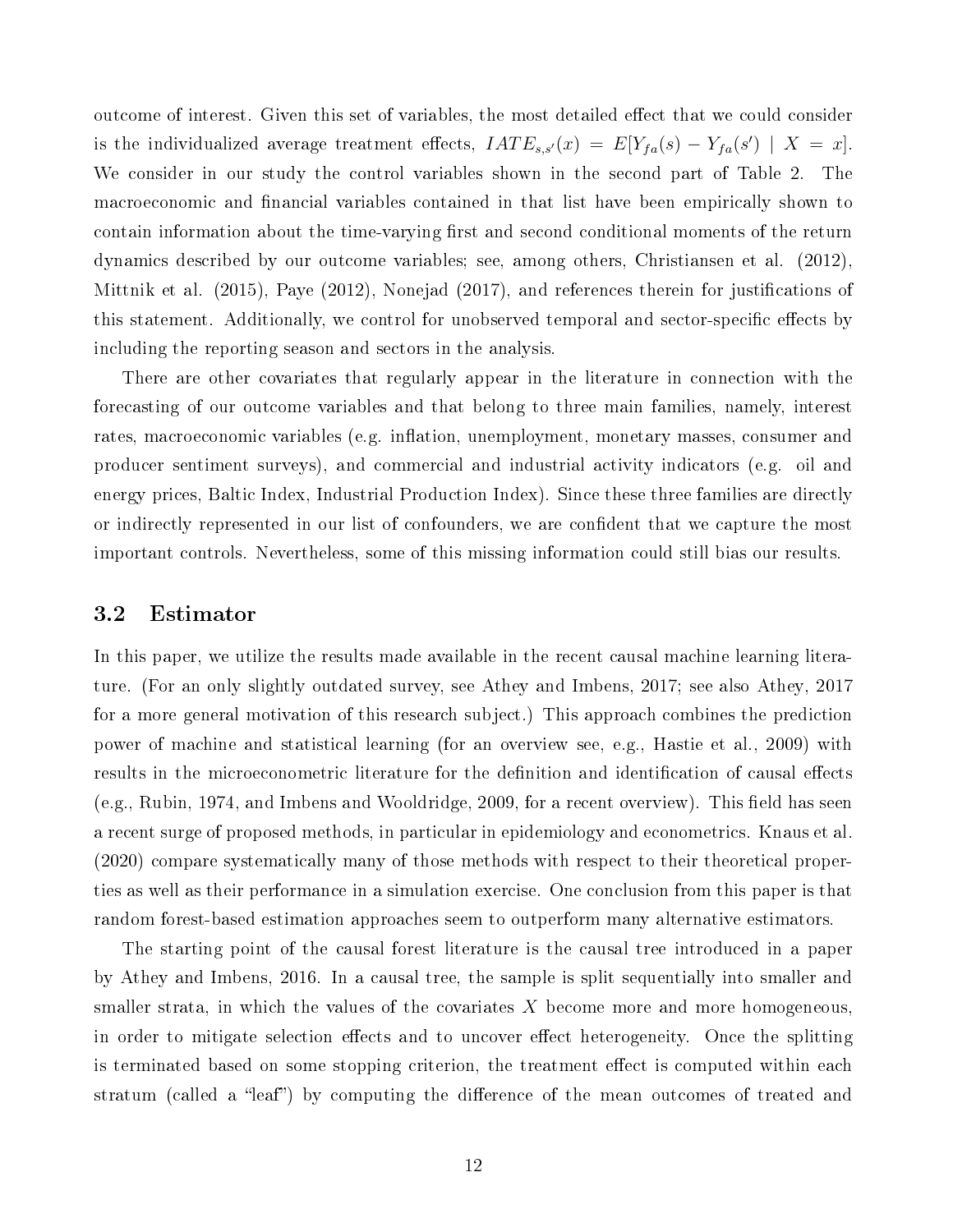outcome of interest. Given this set of variables, the most detailed effect that we could consider is the individualized average treatment effects, $IATE_{s,s'}(x) = E[Y_{fa}(s) - Y_{fa}(s') \mid X = x]$. We consider in our study the control variables shown in the second part of Table 2. The macroeconomic and financial variables contained in that list have been empirically shown to contain information about the time-varying first and second conditional moments of the return dynamics described by our outcome variables; see, among others, Christiansen et al. (2012), Mittnik et al. (2015), Paye (2012), Nonejad (2017), and references therein for justifications of this statement. Additionally, we control for unobserved temporal and sector-specific effects by including the reporting season and sectors in the analysis.

There are other covariates that regularly appear in the literature in connection with the forecasting of our outcome variables and that belong to three main families, namely, interest rates, macroeconomic variables (e.g. inflation, unemployment, monetary masses, consumer and producer sentiment surveys), and commercial and industrial activity indicators (e.g. oil and energy prices, Baltic Index, Industrial Production Index). Since these three families are directly or indirectly represented in our list of confounders, we are confident that we capture the most important controls. Nevertheless, some of this missing information could still bias our results.

## 3.2 Estimator

In this paper, we utilize the results made available in the recent causal machine learning literature. (For an only slightly outdated survey, see Athey and Imbens, 2017; see also Athey, 2017 for a more general motivation of this research subject.) This approach combines the prediction power of machine and statistical learning (for an overview see, e.g., Hastie et al., 2009) with results in the microeconometric literature for the definition and identification of causal effects (e.g., Rubin, 1974, and Imbens and Wooldridge, 2009, for a recent overview). This field has seen a recent surge of proposed methods, in particular in epidemiology and econometrics. Knaus et al. (2020) compare systematically many of those methods with respect to their theoretical properties as well as their performance in a simulation exercise. One conclusion from this paper is that random forest-based estimation approaches seem to outperform many alternative estimators.

The starting point of the causal forest literature is the causal tree introduced in a paper by Athey and Imbens, 2016. In a causal tree, the sample is split sequentially into smaller and smaller strata, in which the values of the covariates $X$ become more and more homogeneous, in order to mitigate selection effects and to uncover effect heterogeneity. Once the splitting is terminated based on some stopping criterion, the treatment effect is computed within each stratum (called a "leaf") by computing the difference of the mean outcomes of treated and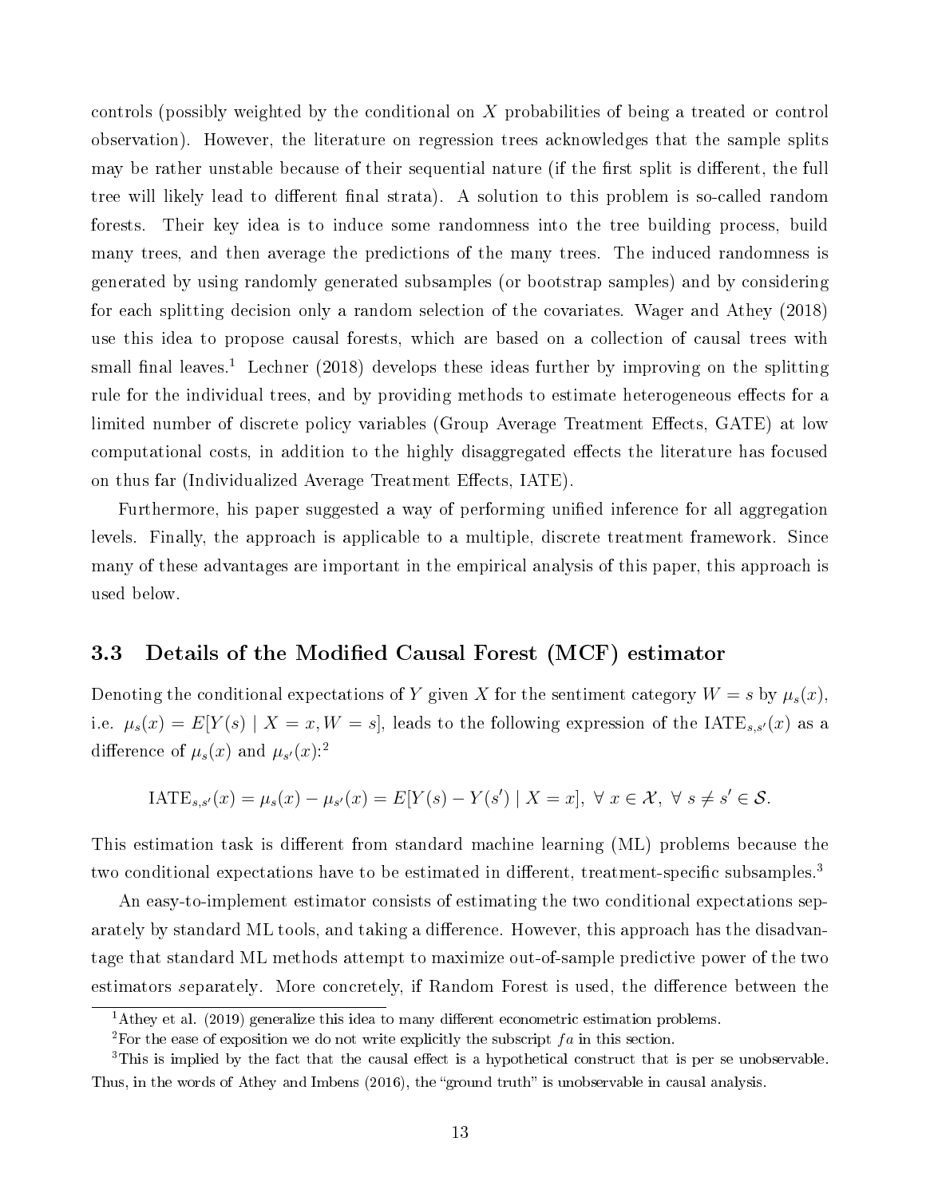controls (possibly weighted by the conditional on $X$ probabilities of being a treated or control observation). However, the literature on regression trees acknowledges that the sample splits may be rather unstable because of their sequential nature (if the first split is different, the full tree will likely lead to different final strata). A solution to this problem is so-called random forests. Their key idea is to induce some randomness into the tree building process, build many trees, and then average the predictions of the many trees. The induced randomness is generated by using randomly generated subsamples (or bootstrap samples) and by considering for each splitting decision only a random selection of the covariates. Wager and Athey (2018) use this idea to propose causal forests, which are based on a collection of causal trees with small final leaves.[1] Lechner (2018) develops these ideas further by improving on the splitting rule for the individual trees, and by providing methods to estimate heterogeneous effects for a limited number of discrete policy variables (Group Average Treatment Effects, GATE) at low computational costs, in addition to the highly disaggregated effects the literature has focused on thus far (Individualized Average Treatment Effects, IATE).

Furthermore, his paper suggested a way of performing unified inference for all aggregation levels. Finally, the approach is applicable to a multiple, discrete treatment framework. Since many of these advantages are important in the empirical analysis of this paper, this approach is used below.

### 3.3 Details of the Modified Causal Forest (MCF) estimator

Denoting the conditional expectations of $Y$ given $X$ for the sentiment category $W = s$ by $\mu_s(x)$, i.e. $\mu_s(x) = E[Y(s) \mid X = x, W = s]$, leads to the following expression of the $\text{IATE}_{s,s'}(x)$ as a difference of $\mu_s(x)$ and $\mu_{s'}(x)$:[2]

$$\text{IATE}_{s,s'}(x) = \mu_s(x) - \mu_{s'}(x) = E[Y(s) - Y(s') \mid X = x], \ \forall \ x \in \mathcal{X}, \ \forall \ s \neq s' \in \mathcal{S}.$$

This estimation task is different from standard machine learning (ML) problems because the two conditional expectations have to be estimated in different, treatment-specific subsamples.[3]

An easy-to-implement estimator consists of estimating the two conditional expectations separately by standard ML tools, and taking a difference. However, this approach has the disadvantage that standard ML methods attempt to maximize out-of-sample predictive power of the two estimators *s*eparately. More concretely, if Random Forest is used, the difference between the

[1] Athey et al. (2019) generalize this idea to many different econometric estimation problems.

[2] For the ease of exposition we do not write explicitly the subscript $fa$ in this section.

[3] This is implied by the fact that the causal effect is a hypothetical construct that is per se unobservable. Thus, in the words of Athey and Imbens (2016), the "ground truth" is unobservable in causal analysis.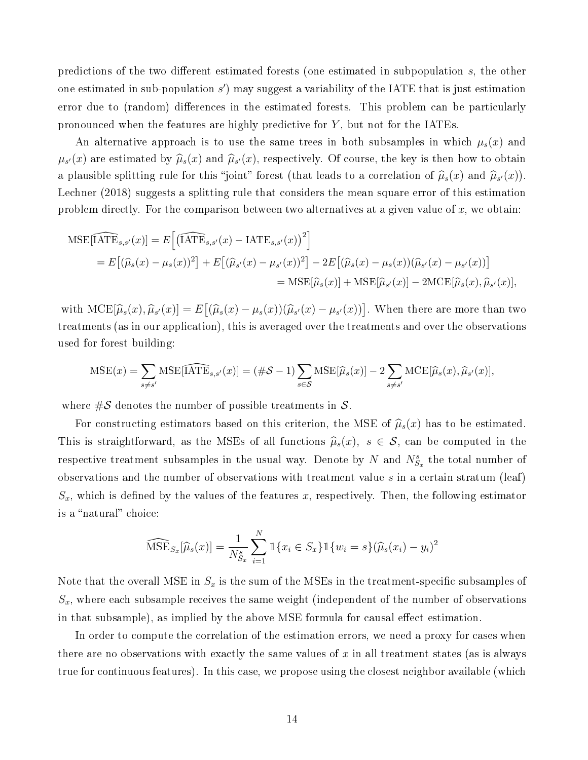predictions of the two different estimated forests (one estimated in subpopulation $s$, the other one estimated in sub-population $s'$) may suggest a variability of the IATE that is just estimation error due to (random) differences in the estimated forests. This problem can be particularly pronounced when the features are highly predictive for $Y$, but not for the IATEs.

An alternative approach is to use the same trees in both subsamples in which $\mu_s(x)$ and $\mu_{s'}(x)$ are estimated by $\widehat{\mu}_s(x)$ and $\widehat{\mu}_{s'}(x)$, respectively. Of course, the key is then how to obtain a plausible splitting rule for this "joint" forest (that leads to a correlation of $\widehat{\mu}_s(x)$ and $\widehat{\mu}_{s'}(x)$). Lechner (2018) suggests a splitting rule that considers the mean square error of this estimation problem directly. For the comparison between two alternatives at a given value of $x$, we obtain:

$$
\begin{aligned}
\text{MSE}[\widehat{\text{IATE}}_{s,s'}(x)] &= E\Big[\big(\widehat{\text{IATE}}_{s,s'}(x) - \text{IATE}_{s,s'}(x)\big)^2\Big] \\
&= E\big[(\widehat{\mu}_s(x) - \mu_s(x))^2\big] + E\big[(\widehat{\mu}_{s'}(x) - \mu_{s'}(x))^2\big] - 2E\big[(\widehat{\mu}_s(x) - \mu_s(x))(\widehat{\mu}_{s'}(x) - \mu_{s'}(x))\big] \\
&= \text{MSE}[\widehat{\mu}_s(x)] + \text{MSE}[\widehat{\mu}_{s'}(x)] - 2\text{MCE}[\widehat{\mu}_s(x), \widehat{\mu}_{s'}(x)],
\end{aligned}
$$

with $\text{MCE}[\widehat{\mu}_s(x), \widehat{\mu}_{s'}(x)] = E\big[(\widehat{\mu}_s(x) - \mu_s(x))(\widehat{\mu}_{s'}(x) - \mu_{s'}(x))\big]$. When there are more than two treatments (as in our application), this is averaged over the treatments and over the observations used for forest building:

$$
\text{MSE}(x) = \sum_{s \neq s'} \text{MSE}[\widehat{\text{IATE}}_{s,s'}(x)] = (\#\mathcal{S} - 1) \sum_{s \in \mathcal{S}} \text{MSE}[\widehat{\mu}_s(x)] - 2 \sum_{s \neq s'} \text{MCE}[\widehat{\mu}_s(x), \widehat{\mu}_{s'}(x)],
$$

where $\#\mathcal{S}$ denotes the number of possible treatments in $\mathcal{S}$.

For constructing estimators based on this criterion, the MSE of $\widehat{\mu}_s(x)$ has to be estimated. This is straightforward, as the MSEs of all functions $\widehat{\mu}_s(x)$, $s \in \mathcal{S}$, can be computed in the respective treatment subsamples in the usual way. Denote by $N$ and $N^s_{S_x}$ the total number of observations and the number of observations with treatment value $s$ in a certain stratum (leaf) $S_x$, which is defined by the values of the features $x$, respectively. Then, the following estimator is a "natural" choice:

$$
\widehat{\text{MSE}}_{S_x}[\widehat{\mu}_s(x)] = \frac{1}{N^s_{S_x}} \sum_{i=1}^{N} \mathbb{1}\{x_i \in S_x\} \mathbb{1}\{w_i = s\} (\widehat{\mu}_s(x_i) - y_i)^2
$$

Note that the overall MSE in $S_x$ is the sum of the MSEs in the treatment-specific subsamples of $S_x$, where each subsample receives the same weight (independent of the number of observations in that subsample), as implied by the above MSE formula for causal effect estimation.

In order to compute the correlation of the estimation errors, we need a proxy for cases when there are no observations with exactly the same values of $x$ in all treatment states (as is always true for continuous features). In this case, we propose using the closest neighbor available (which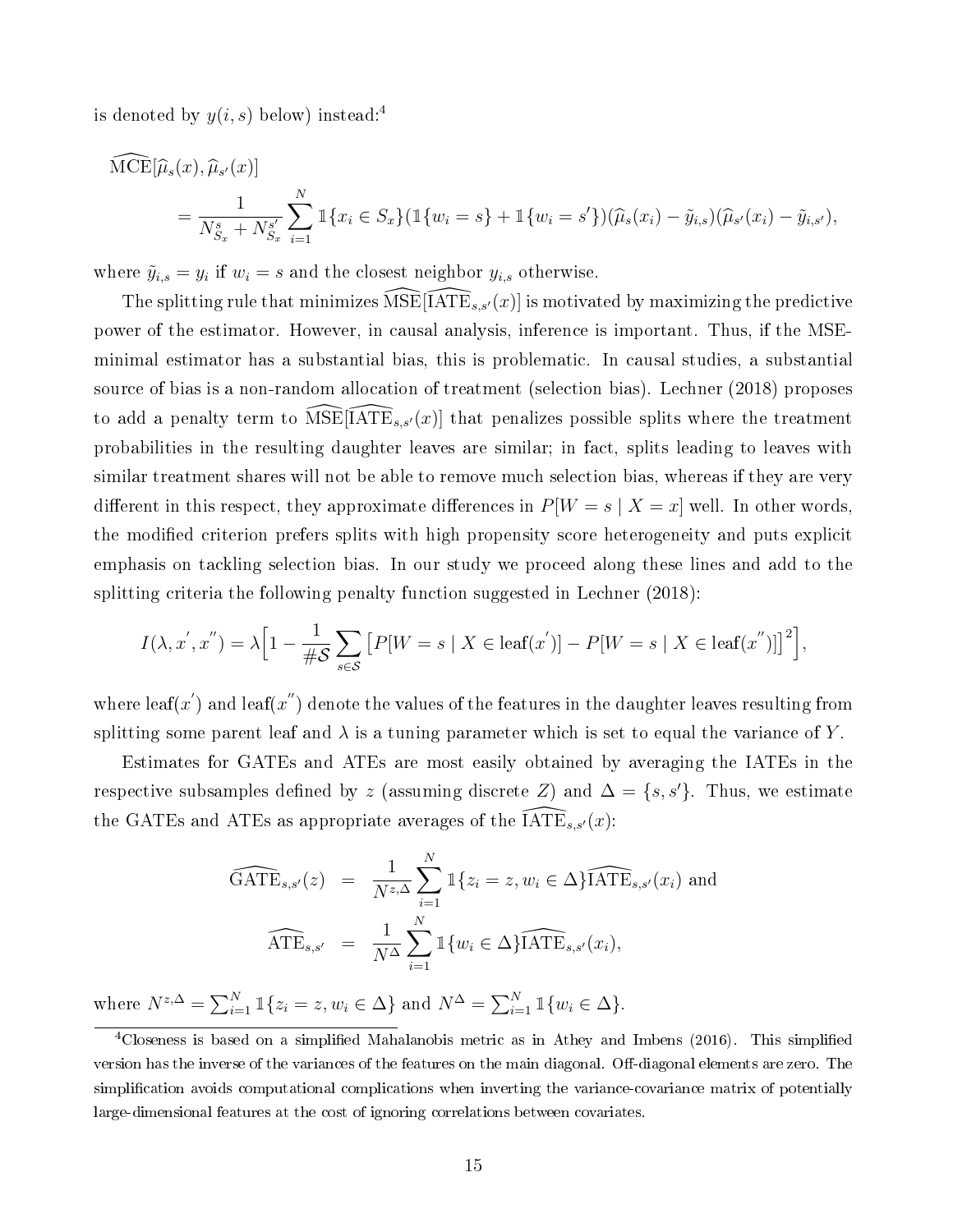is denoted by $y(i,s)$ below) instead:[4]

$$
\begin{aligned}
&\widehat{\text{MCE}}[\widehat{\mu}_s(x), \widehat{\mu}_{s'}(x)] \\
&\quad = \frac{1}{N^s_{S_x} + N^{s'}_{S_x}} \sum_{i=1}^{N} \mathbb{1}\{x_i \in S_x\}(\mathbb{1}\{w_i = s\} + \mathbb{1}\{w_i = s'\})(\widehat{\mu}_s(x_i) - \tilde{y}_{i,s})(\widehat{\mu}_{s'}(x_i) - \tilde{y}_{i,s'}),
\end{aligned}
$$

where $\tilde{y}_{i,s} = y_i$ if $w_i = s$ and the closest neighbor $y_{i,s}$ otherwise.

The splitting rule that minimizes $\widehat{\text{MSE}}[\widehat{\text{IATE}}_{s,s'}(x)]$ is motivated by maximizing the predictive power of the estimator. However, in causal analysis, inference is important. Thus, if the MSE-minimal estimator has a substantial bias, this is problematic. In causal studies, a substantial source of bias is a non-random allocation of treatment (selection bias). Lechner (2018) proposes to add a penalty term to $\widehat{\text{MSE}}[\widehat{\text{IATE}}_{s,s'}(x)]$ that penalizes possible splits where the treatment probabilities in the resulting daughter leaves are similar; in fact, splits leading to leaves with similar treatment shares will not be able to remove much selection bias, whereas if they are very different in this respect, they approximate differences in $P[W = s \mid X = x]$ well. In other words, the modified criterion prefers splits with high propensity score heterogeneity and puts explicit emphasis on tackling selection bias. In our study we proceed along these lines and add to the splitting criteria the following penalty function suggested in Lechner (2018):

$$
I(\lambda, x', x'') = \lambda \Big[ 1 - \frac{1}{\#\mathcal{S}} \sum_{s \in \mathcal{S}} \big[ P[W = s \mid X \in \text{leaf}(x')] - P[W = s \mid X \in \text{leaf}(x'')] \big]^2 \Big],
$$

where $\text{leaf}(x')$ and $\text{leaf}(x'')$ denote the values of the features in the daughter leaves resulting from splitting some parent leaf and $\lambda$ is a tuning parameter which is set to equal the variance of $Y$.

Estimates for GATEs and ATEs are most easily obtained by averaging the IATEs in the respective subsamples defined by $z$ (assuming discrete $Z$) and $\Delta = \{s, s'\}$. Thus, we estimate the GATEs and ATEs as appropriate averages of the $\widehat{\text{IATE}}_{s,s'}(x)$:

$$
\begin{aligned}
\widehat{\text{GATE}}_{s,s'}(z) &= \frac{1}{N^{z,\Delta}} \sum_{i=1}^{N} \mathbb{1}\{z_i = z, w_i \in \Delta\} \widehat{\text{IATE}}_{s,s'}(x_i) \text{ and} \\
\widehat{\text{ATE}}_{s,s'} &= \frac{1}{N^{\Delta}} \sum_{i=1}^{N} \mathbb{1}\{w_i \in \Delta\} \widehat{\text{IATE}}_{s,s'}(x_i),
\end{aligned}
$$

where $N^{z,\Delta} = \sum_{i=1}^{N} \mathbb{1}\{z_i = z, w_i \in \Delta\}$ and $N^{\Delta} = \sum_{i=1}^{N} \mathbb{1}\{w_i \in \Delta\}$.

[4] Closeness is based on a simplified Mahalanobis metric as in Athey and Imbens (2016). This simplified version has the inverse of the variances of the features on the main diagonal. Off-diagonal elements are zero. The simplification avoids computational complications when inverting the variance-covariance matrix of potentially large-dimensional features at the cost of ignoring correlations between covariates.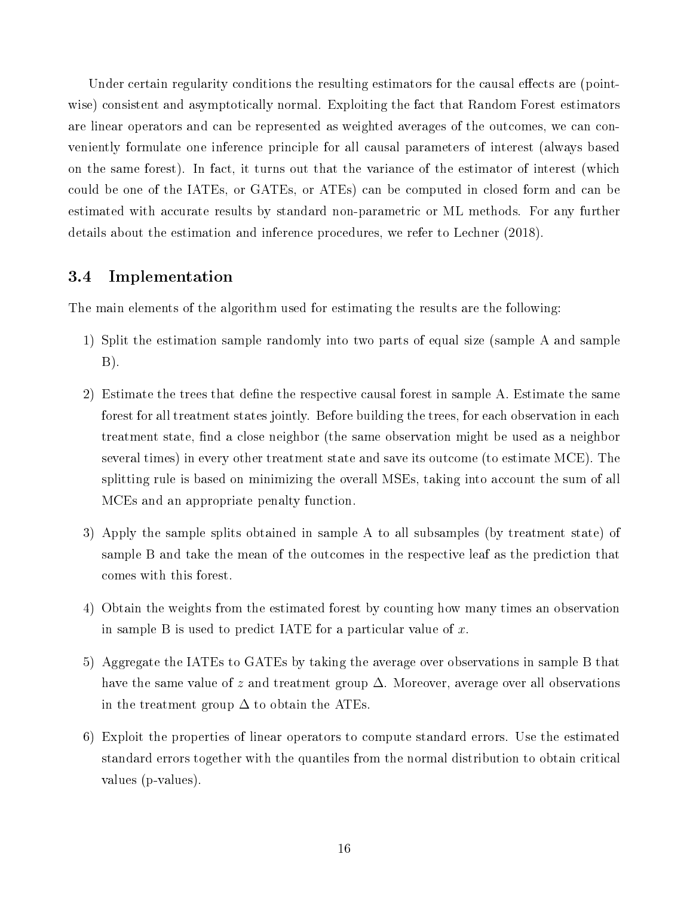Under certain regularity conditions the resulting estimators for the causal effects are (pointwise) consistent and asymptotically normal. Exploiting the fact that Random Forest estimators are linear operators and can be represented as weighted averages of the outcomes, we can conveniently formulate one inference principle for all causal parameters of interest (always based on the same forest). In fact, it turns out that the variance of the estimator of interest (which could be one of the IATEs, or GATEs, or ATEs) can be computed in closed form and can be estimated with accurate results by standard non-parametric or ML methods. For any further details about the estimation and inference procedures, we refer to Lechner (2018).

## 3.4 Implementation

The main elements of the algorithm used for estimating the results are the following:

1) Split the estimation sample randomly into two parts of equal size (sample A and sample B).

2) Estimate the trees that define the respective causal forest in sample A. Estimate the same forest for all treatment states jointly. Before building the trees, for each observation in each treatment state, find a close neighbor (the same observation might be used as a neighbor several times) in every other treatment state and save its outcome (to estimate MCE). The splitting rule is based on minimizing the overall MSEs, taking into account the sum of all MCEs and an appropriate penalty function.

3) Apply the sample splits obtained in sample A to all subsamples (by treatment state) of sample B and take the mean of the outcomes in the respective leaf as the prediction that comes with this forest.

4) Obtain the weights from the estimated forest by counting how many times an observation in sample B is used to predict IATE for a particular value of $x$.

5) Aggregate the IATEs to GATEs by taking the average over observations in sample B that have the same value of $z$ and treatment group $\Delta$. Moreover, average over all observations in the treatment group $\Delta$ to obtain the ATEs.

6) Exploit the properties of linear operators to compute standard errors. Use the estimated standard errors together with the quantiles from the normal distribution to obtain critical values (p-values).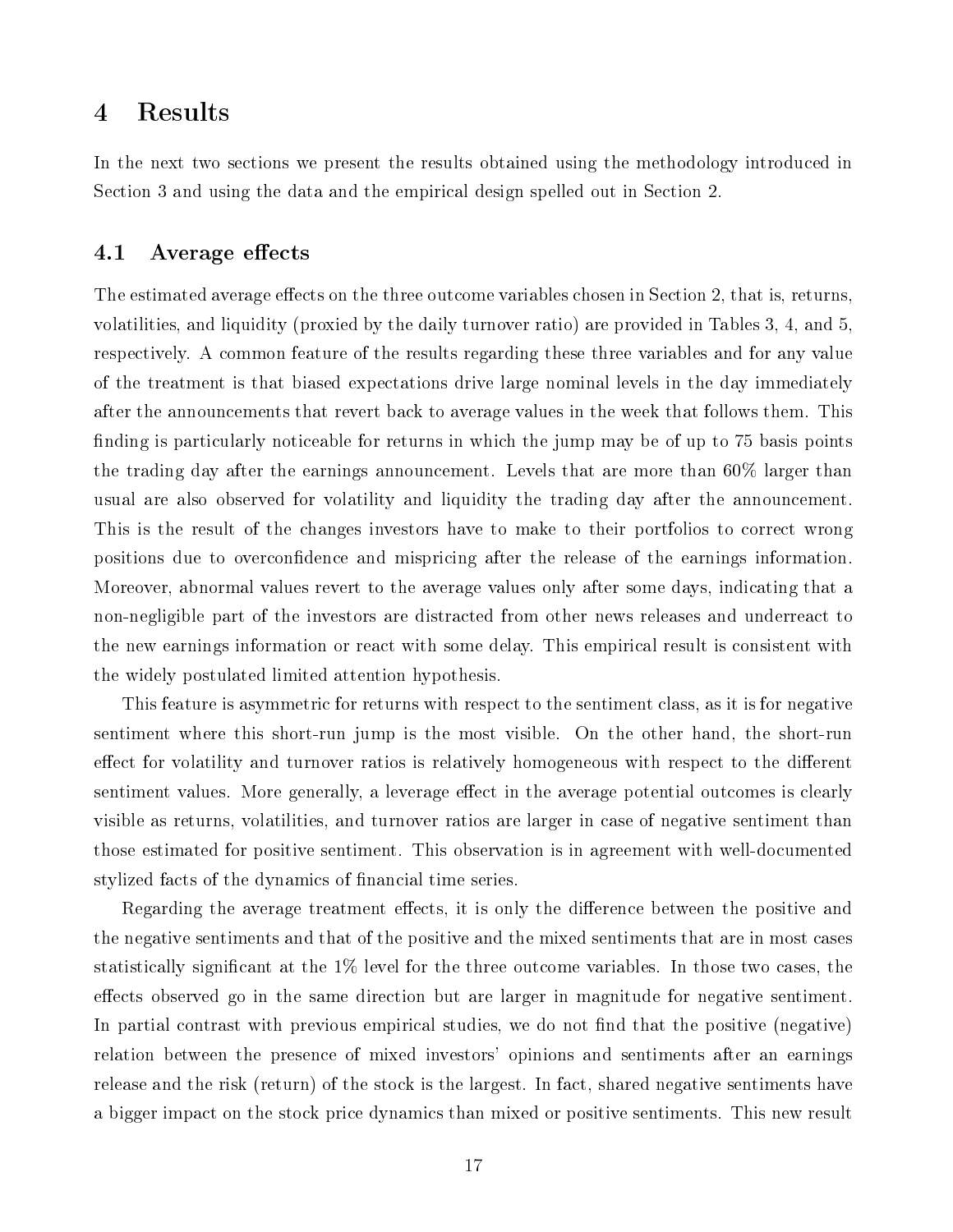# 4 Results

In the next two sections we present the results obtained using the methodology introduced in Section 3 and using the data and the empirical design spelled out in Section 2.

## 4.1 Average effects

The estimated average effects on the three outcome variables chosen in Section 2, that is, returns, volatilities, and liquidity (proxied by the daily turnover ratio) are provided in Tables 3, 4, and 5, respectively. A common feature of the results regarding these three variables and for any value of the treatment is that biased expectations drive large nominal levels in the day immediately after the announcements that revert back to average values in the week that follows them. This finding is particularly noticeable for returns in which the jump may be of up to 75 basis points the trading day after the earnings announcement. Levels that are more than 60% larger than usual are also observed for volatility and liquidity the trading day after the announcement. This is the result of the changes investors have to make to their portfolios to correct wrong positions due to overconfidence and mispricing after the release of the earnings information. Moreover, abnormal values revert to the average values only after some days, indicating that a non-negligible part of the investors are distracted from other news releases and underreact to the new earnings information or react with some delay. This empirical result is consistent with the widely postulated limited attention hypothesis.

This feature is asymmetric for returns with respect to the sentiment class, as it is for negative sentiment where this short-run jump is the most visible. On the other hand, the short-run effect for volatility and turnover ratios is relatively homogeneous with respect to the different sentiment values. More generally, a leverage effect in the average potential outcomes is clearly visible as returns, volatilities, and turnover ratios are larger in case of negative sentiment than those estimated for positive sentiment. This observation is in agreement with well-documented stylized facts of the dynamics of financial time series.

Regarding the average treatment effects, it is only the difference between the positive and the negative sentiments and that of the positive and the mixed sentiments that are in most cases statistically significant at the 1% level for the three outcome variables. In those two cases, the effects observed go in the same direction but are larger in magnitude for negative sentiment. In partial contrast with previous empirical studies, we do not find that the positive (negative) relation between the presence of mixed investors' opinions and sentiments after an earnings release and the risk (return) of the stock is the largest. In fact, shared negative sentiments have a bigger impact on the stock price dynamics than mixed or positive sentiments. This new result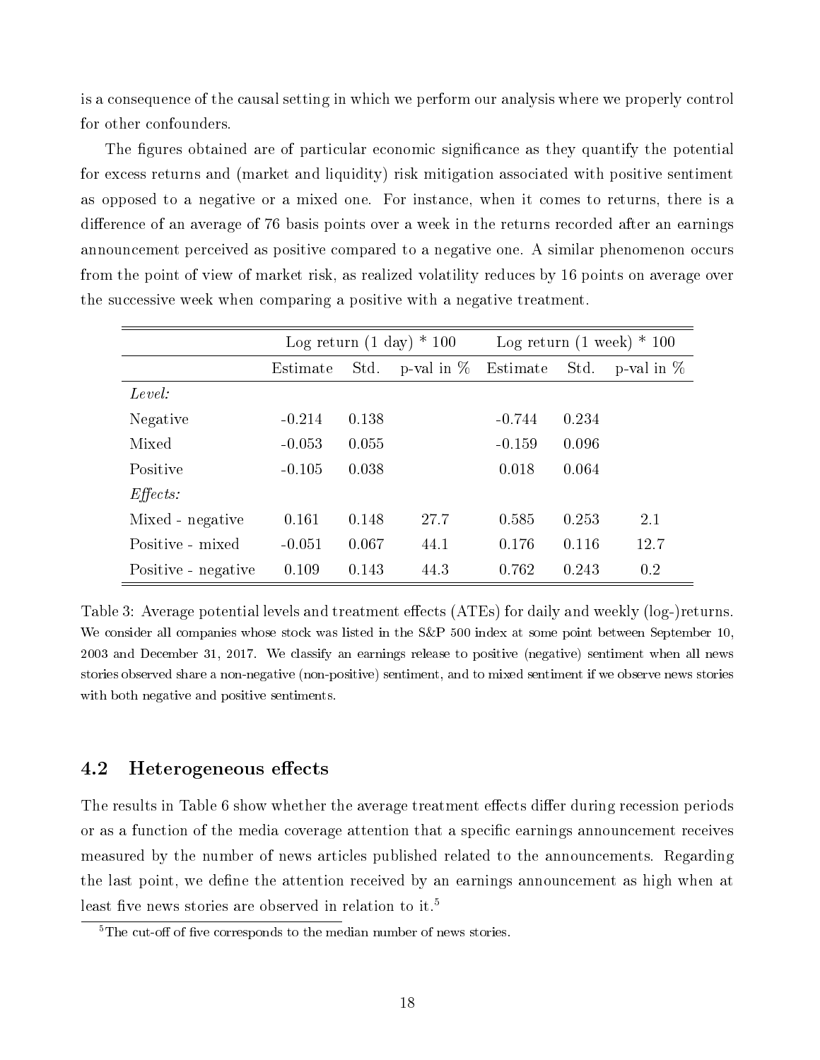is a consequence of the causal setting in which we perform our analysis where we properly control for other confounders.

The figures obtained are of particular economic significance as they quantify the potential for excess returns and (market and liquidity) risk mitigation associated with positive sentiment as opposed to a negative or a mixed one. For instance, when it comes to returns, there is a difference of an average of 76 basis points over a week in the returns recorded after an earnings announcement perceived as positive compared to a negative one. A similar phenomenon occurs from the point of view of market risk, as realized volatility reduces by 16 points on average over the successive week when comparing a positive with a negative treatment.

| | Log return (1 day) * 100 | | | Log return (1 week) * 100 | | |
|---|---|---|---|---|---|---|
| | Estimate | Std. | p-val in % | Estimate | Std. | p-val in % |
| *Level:* | | | | | | |
| Negative | -0.214 | 0.138 | | -0.744 | 0.234 | |
| Mixed | -0.053 | 0.055 | | -0.159 | 0.096 | |
| Positive | -0.105 | 0.038 | | 0.018 | 0.064 | |
| *Effects:* | | | | | | |
| Mixed - negative | 0.161 | 0.148 | 27.7 | 0.585 | 0.253 | 2.1 |
| Positive - mixed | -0.051 | 0.067 | 44.1 | 0.176 | 0.116 | 12.7 |
| Positive - negative | 0.109 | 0.143 | 44.3 | 0.762 | 0.243 | 0.2 |

Table 3: Average potential levels and treatment effects (ATEs) for daily and weekly (log-)returns. We consider all companies whose stock was listed in the S&P 500 index at some point between September 10, 2003 and December 31, 2017. We classify an earnings release to positive (negative) sentiment when all news stories observed share a non-negative (non-positive) sentiment, and to mixed sentiment if we observe news stories with both negative and positive sentiments.

## 4.2 Heterogeneous effects

The results in Table 6 show whether the average treatment effects differ during recession periods or as a function of the media coverage attention that a specific earnings announcement receives measured by the number of news articles published related to the announcements. Regarding the last point, we define the attention received by an earnings announcement as high when at least five news stories are observed in relation to it.[5]

[5] The cut-off of five corresponds to the median number of news stories.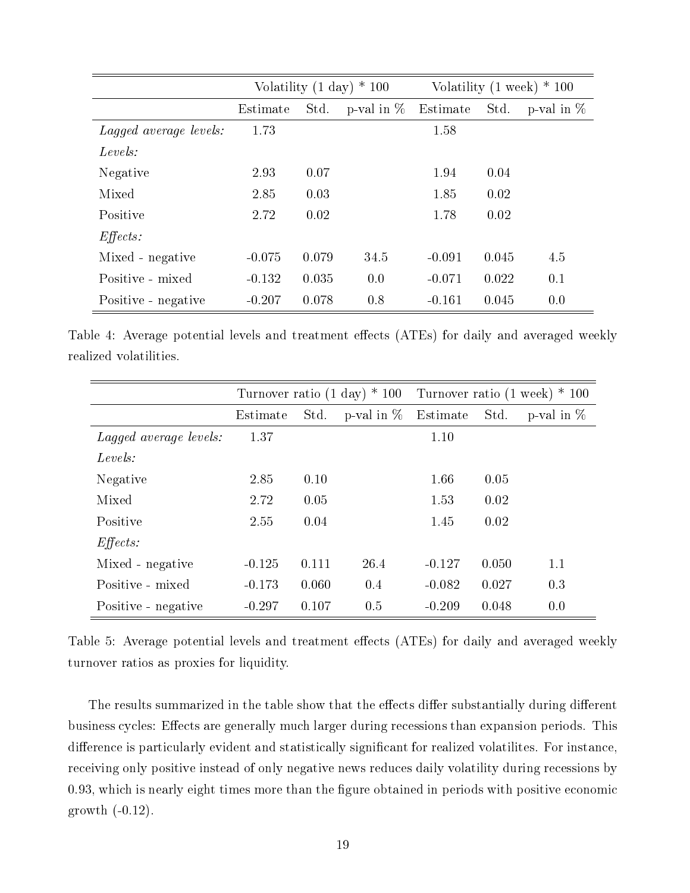| | Volatility (1 day) * 100 | | | Volatility (1 week) * 100 | | |
|---|---|---|---|---|---|---|
| | Estimate | Std. | p-val in % | Estimate | Std. | p-val in % |
| *Lagged average levels:* | 1.73 | | | 1.58 | | |
| *Levels:* | | | | | | |
| Negative | 2.93 | 0.07 | | 1.94 | 0.04 | |
| Mixed | 2.85 | 0.03 | | 1.85 | 0.02 | |
| Positive | 2.72 | 0.02 | | 1.78 | 0.02 | |
| *Effects:* | | | | | | |
| Mixed - negative | -0.075 | 0.079 | 34.5 | -0.091 | 0.045 | 4.5 |
| Positive - mixed | -0.132 | 0.035 | 0.0 | -0.071 | 0.022 | 0.1 |
| Positive - negative | -0.207 | 0.078 | 0.8 | -0.161 | 0.045 | 0.0 |

Table 4: Average potential levels and treatment effects (ATEs) for daily and averaged weekly realized volatilities.

| | Turnover ratio (1 day) * 100 | | | Turnover ratio (1 week) * 100 | | |
|---|---|---|---|---|---|---|
| | Estimate | Std. | p-val in % | Estimate | Std. | p-val in % |
| *Lagged average levels:* | 1.37 | | | 1.10 | | |
| *Levels:* | | | | | | |
| Negative | 2.85 | 0.10 | | 1.66 | 0.05 | |
| Mixed | 2.72 | 0.05 | | 1.53 | 0.02 | |
| Positive | 2.55 | 0.04 | | 1.45 | 0.02 | |
| *Effects:* | | | | | | |
| Mixed - negative | -0.125 | 0.111 | 26.4 | -0.127 | 0.050 | 1.1 |
| Positive - mixed | -0.173 | 0.060 | 0.4 | -0.082 | 0.027 | 0.3 |
| Positive - negative | -0.297 | 0.107 | 0.5 | -0.209 | 0.048 | 0.0 |

Table 5: Average potential levels and treatment effects (ATEs) for daily and averaged weekly turnover ratios as proxies for liquidity.

The results summarized in the table show that the effects differ substantially during different business cycles: Effects are generally much larger during recessions than expansion periods. This difference is particularly evident and statistically significant for realized volatilites. For instance, receiving only positive instead of only negative news reduces daily volatility during recessions by 0.93, which is nearly eight times more than the figure obtained in periods with positive economic growth (-0.12).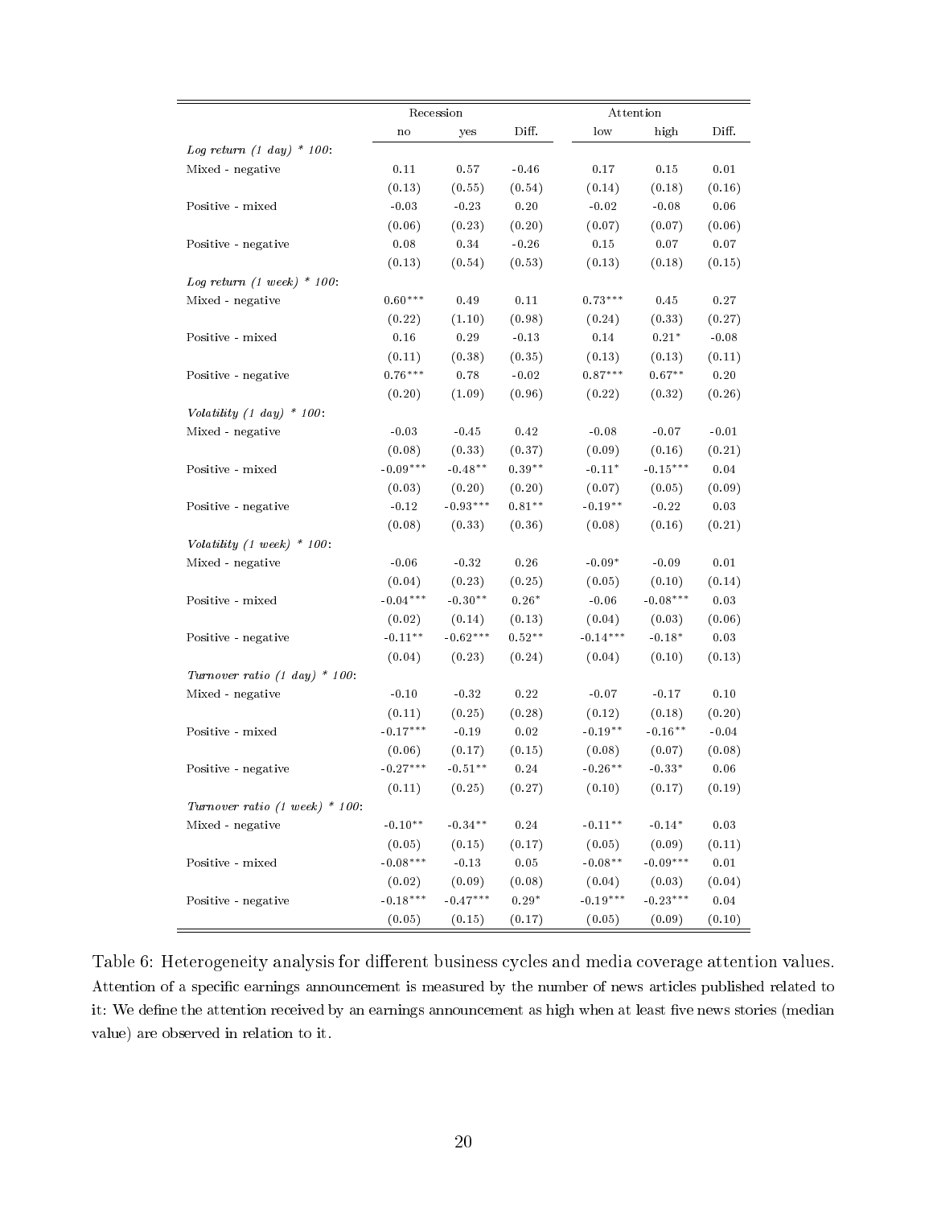| | Recession | | | Attention | | |
|---|---|---|---|---|---|---|
| | no | yes | Diff. | low | high | Diff. |
| *Log return (1 day) * 100*: | | | | | | |
| Mixed - negative | 0.11 | 0.57 | -0.46 | 0.17 | 0.15 | 0.01 |
| | (0.13) | (0.55) | (0.54) | (0.14) | (0.18) | (0.16) |
| Positive - mixed | -0.03 | -0.23 | 0.20 | -0.02 | -0.08 | 0.06 |
| | (0.06) | (0.23) | (0.20) | (0.07) | (0.07) | (0.06) |
| Positive - negative | 0.08 | 0.34 | -0.26 | 0.15 | 0.07 | 0.07 |
| | (0.13) | (0.54) | (0.53) | (0.13) | (0.18) | (0.15) |
| *Log return (1 week) * 100*: | | | | | | |
| Mixed - negative | 0.60*** | 0.49 | 0.11 | 0.73*** | 0.45 | 0.27 |
| | (0.22) | (1.10) | (0.98) | (0.24) | (0.33) | (0.27) |
| Positive - mixed | 0.16 | 0.29 | -0.13 | 0.14 | 0.21* | -0.08 |
| | (0.11) | (0.38) | (0.35) | (0.13) | (0.13) | (0.11) |
| Positive - negative | 0.76*** | 0.78 | -0.02 | 0.87*** | 0.67** | 0.20 |
| | (0.20) | (1.09) | (0.96) | (0.22) | (0.32) | (0.26) |
| *Volatility (1 day) * 100*: | | | | | | |
| Mixed - negative | -0.03 | -0.45 | 0.42 | -0.08 | -0.07 | -0.01 |
| | (0.08) | (0.33) | (0.37) | (0.09) | (0.16) | (0.21) |
| Positive - mixed | -0.09*** | -0.48** | 0.39** | -0.11* | -0.15*** | 0.04 |
| | (0.03) | (0.20) | (0.20) | (0.07) | (0.05) | (0.09) |
| Positive - negative | -0.12 | -0.93*** | 0.81** | -0.19** | -0.22 | 0.03 |
| | (0.08) | (0.33) | (0.36) | (0.08) | (0.16) | (0.21) |
| *Volatility (1 week) * 100*: | | | | | | |
| Mixed - negative | -0.06 | -0.32 | 0.26 | -0.09* | -0.09 | 0.01 |
| | (0.04) | (0.23) | (0.25) | (0.05) | (0.10) | (0.14) |
| Positive - mixed | -0.04*** | -0.30** | 0.26* | -0.06 | -0.08*** | 0.03 |
| | (0.02) | (0.14) | (0.13) | (0.04) | (0.03) | (0.06) |
| Positive - negative | -0.11** | -0.62*** | 0.52** | -0.14*** | -0.18* | 0.03 |
| | (0.04) | (0.23) | (0.24) | (0.04) | (0.10) | (0.13) |
| *Turnover ratio (1 day) * 100*: | | | | | | |
| Mixed - negative | -0.10 | -0.32 | 0.22 | -0.07 | -0.17 | 0.10 |
| | (0.11) | (0.25) | (0.28) | (0.12) | (0.18) | (0.20) |
| Positive - mixed | -0.17*** | -0.19 | 0.02 | -0.19** | -0.16** | -0.04 |
| | (0.06) | (0.17) | (0.15) | (0.08) | (0.07) | (0.08) |
| Positive - negative | -0.27*** | -0.51** | 0.24 | -0.26** | -0.33* | 0.06 |
| | (0.11) | (0.25) | (0.27) | (0.10) | (0.17) | (0.19) |
| *Turnover ratio (1 week) * 100*: | | | | | | |
| Mixed - negative | -0.10** | -0.34** | 0.24 | -0.11** | -0.14* | 0.03 |
| | (0.05) | (0.15) | (0.17) | (0.05) | (0.09) | (0.11) |
| Positive - mixed | -0.08*** | -0.13 | 0.05 | -0.08** | -0.09*** | 0.01 |
| | (0.02) | (0.09) | (0.08) | (0.04) | (0.03) | (0.04) |
| Positive - negative | -0.18*** | -0.47*** | 0.29* | -0.19*** | -0.23*** | 0.04 |
| | (0.05) | (0.15) | (0.17) | (0.05) | (0.09) | (0.10) |

Table 6: Heterogeneity analysis for different business cycles and media coverage attention values. Attention of a specific earnings announcement is measured by the number of news articles published related to it: We define the attention received by an earnings announcement as high when at least five news stories (median value) are observed in relation to it.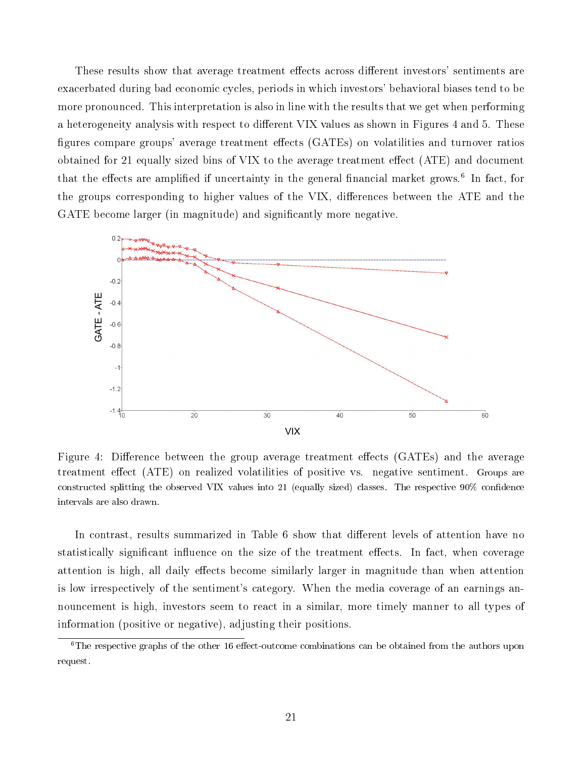These results show that average treatment effects across different investors' sentiments are exacerbated during bad economic cycles, periods in which investors' behavioral biases tend to be more pronounced. This interpretation is also in line with the results that we get when performing a heterogeneity analysis with respect to different VIX values as shown in Figures 4 and 5. These figures compare groups' average treatment effects (GATEs) on volatilities and turnover ratios obtained for 21 equally sized bins of VIX to the average treatment effect (ATE) and document that the effects are amplified if uncertainty in the general financial market grows.[6] In fact, for the groups corresponding to higher values of the VIX, differences between the ATE and the GATE become larger (in magnitude) and significantly more negative.

Figure 4: Difference between the group average treatment effects (GATEs) and the average treatment effect (ATE) on realized volatilities of positive vs. negative sentiment. Groups are constructed splitting the observed VIX values into 21 (equally sized) classes. The respective 90% confidence intervals are also drawn.

In contrast, results summarized in Table 6 show that different levels of attention have no statistically significant influence on the size of the treatment effects. In fact, when coverage attention is high, all daily effects become similarly larger in magnitude than when attention is low irrespectively of the sentiment's category. When the media coverage of an earnings announcement is high, investors seem to react in a similar, more timely manner to all types of information (positive or negative), adjusting their positions.

[6] The respective graphs of the other 16 effect-outcome combinations can be obtained from the authors upon request.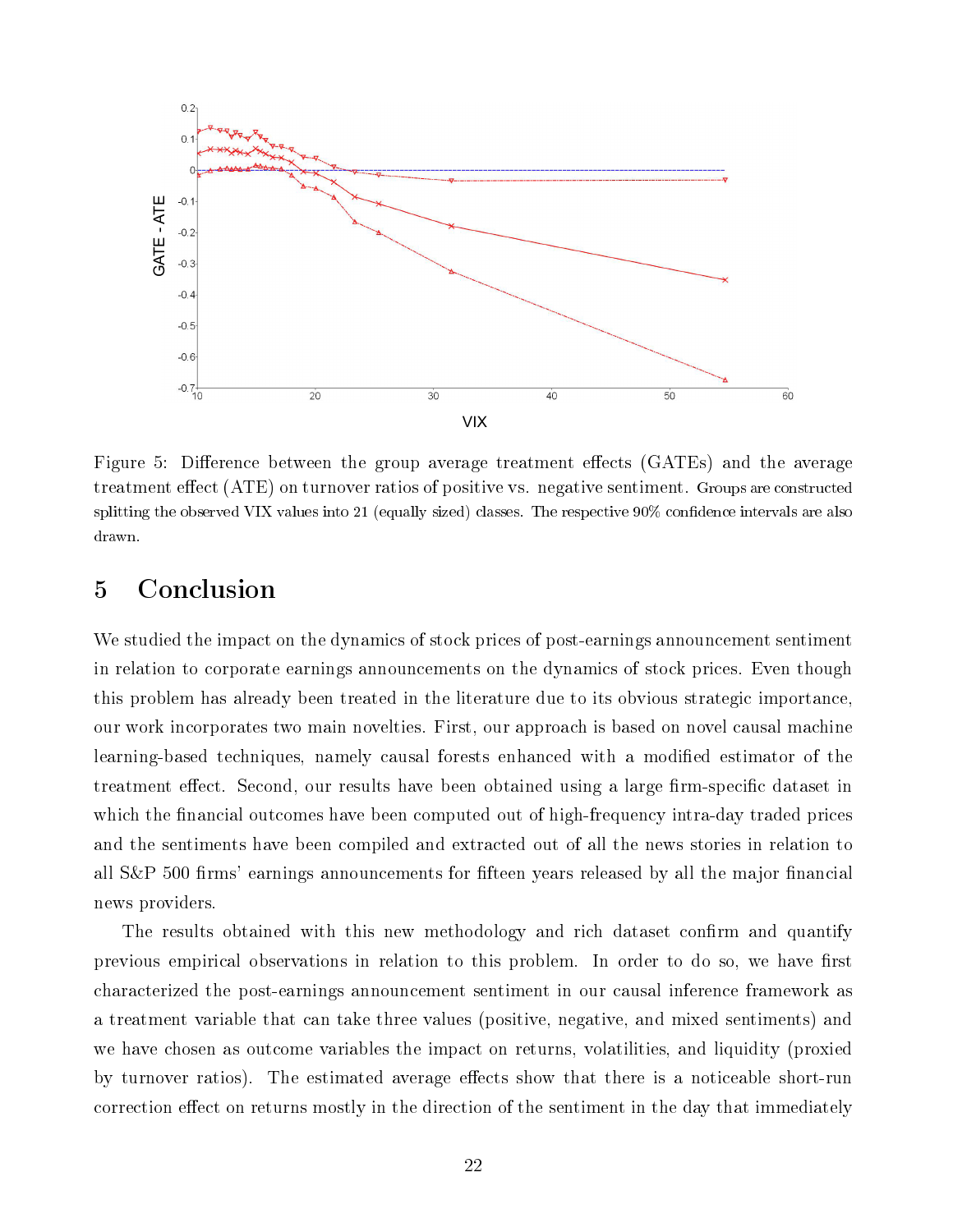Figure 5: Difference between the group average treatment effects (GATEs) and the average treatment effect (ATE) on turnover ratios of positive vs. negative sentiment. Groups are constructed splitting the observed VIX values into 21 (equally sized) classes. The respective 90% confidence intervals are also drawn.

# 5 Conclusion

We studied the impact on the dynamics of stock prices of post-earnings announcement sentiment in relation to corporate earnings announcements on the dynamics of stock prices. Even though this problem has already been treated in the literature due to its obvious strategic importance, our work incorporates two main novelties. First, our approach is based on novel causal machine learning-based techniques, namely causal forests enhanced with a modified estimator of the treatment effect. Second, our results have been obtained using a large firm-specific dataset in which the financial outcomes have been computed out of high-frequency intra-day traded prices and the sentiments have been compiled and extracted out of all the news stories in relation to all S&P 500 firms' earnings announcements for fifteen years released by all the major financial news providers.

The results obtained with this new methodology and rich dataset confirm and quantify previous empirical observations in relation to this problem. In order to do so, we have first characterized the post-earnings announcement sentiment in our causal inference framework as a treatment variable that can take three values (positive, negative, and mixed sentiments) and we have chosen as outcome variables the impact on returns, volatilities, and liquidity (proxied by turnover ratios). The estimated average effects show that there is a noticeable short-run correction effect on returns mostly in the direction of the sentiment in the day that immediately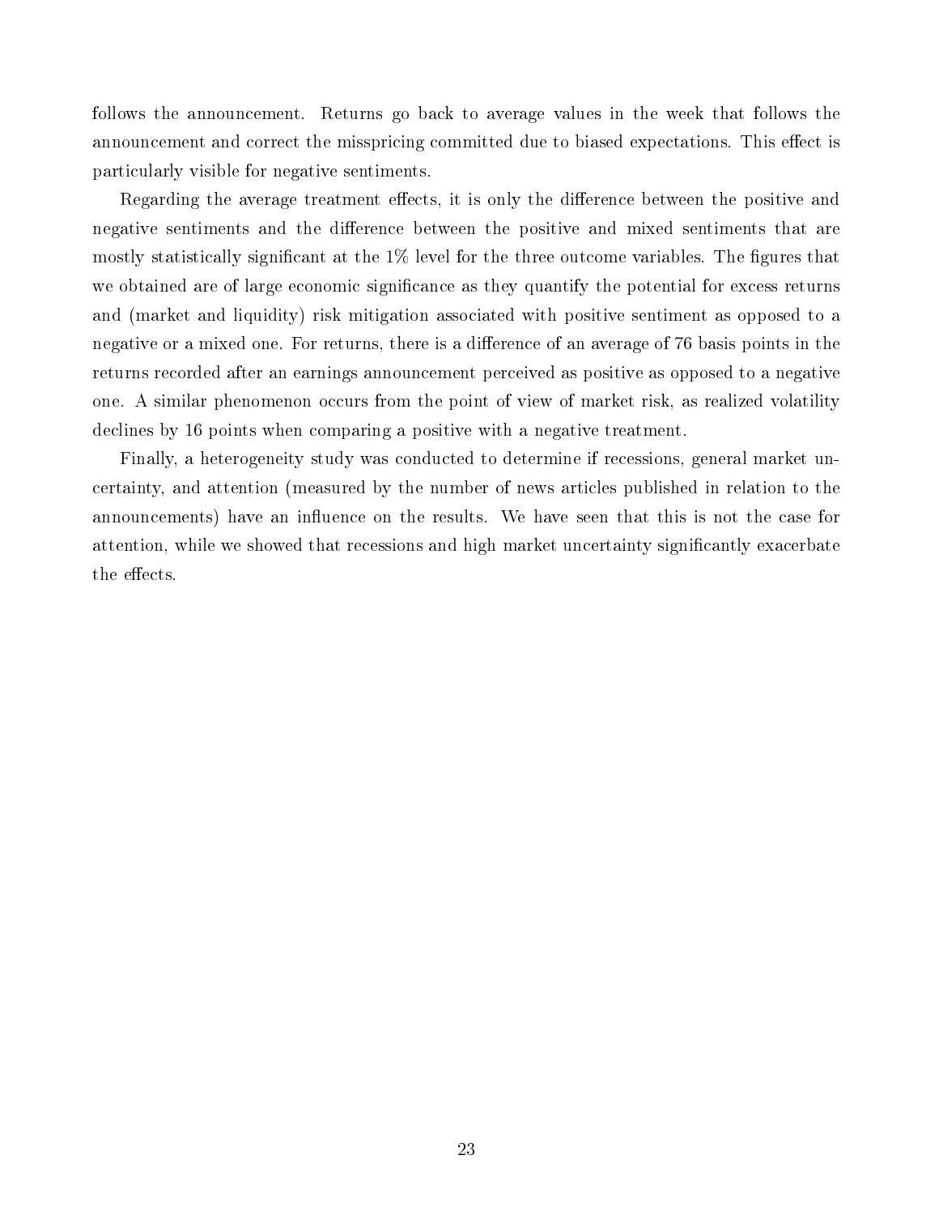follows the announcement. Returns go back to average values in the week that follows the announcement and correct the misspricing committed due to biased expectations. This effect is particularly visible for negative sentiments.

Regarding the average treatment effects, it is only the difference between the positive and negative sentiments and the difference between the positive and mixed sentiments that are mostly statistically significant at the 1% level for the three outcome variables. The figures that we obtained are of large economic significance as they quantify the potential for excess returns and (market and liquidity) risk mitigation associated with positive sentiment as opposed to a negative or a mixed one. For returns, there is a difference of an average of 76 basis points in the returns recorded after an earnings announcement perceived as positive as opposed to a negative one. A similar phenomenon occurs from the point of view of market risk, as realized volatility declines by 16 points when comparing a positive with a negative treatment.

Finally, a heterogeneity study was conducted to determine if recessions, general market uncertainty, and attention (measured by the number of news articles published in relation to the announcements) have an influence on the results. We have seen that this is not the case for attention, while we showed that recessions and high market uncertainty significantly exacerbate the effects.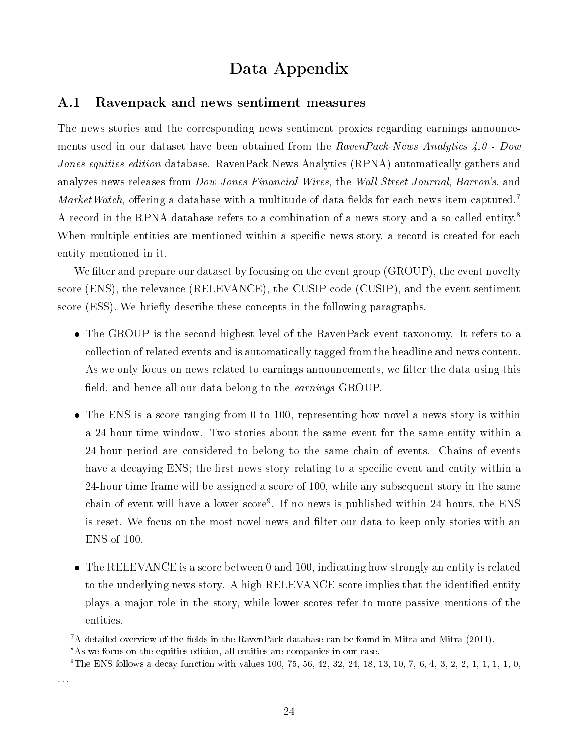# Data Appendix

## A.1 Ravenpack and news sentiment measures

The news stories and the corresponding news sentiment proxies regarding earnings announcements used in our dataset have been obtained from the *RavenPack News Analytics 4.0 - Dow Jones equities edition* database. RavenPack News Analytics (RPNA) automatically gathers and analyzes news releases from *Dow Jones Financial Wires*, the *Wall Street Journal*, *Barron's*, and *MarketWatch*, offering a database with a multitude of data fields for each news item captured.[7] A record in the RPNA database refers to a combination of a news story and a so-called entity.[8] When multiple entities are mentioned within a specific news story, a record is created for each entity mentioned in it.

We filter and prepare our dataset by focusing on the event group (GROUP), the event novelty score (ENS), the relevance (RELEVANCE), the CUSIP code (CUSIP), and the event sentiment score (ESS). We briefly describe these concepts in the following paragraphs.

- The GROUP is the second highest level of the RavenPack event taxonomy. It refers to a collection of related events and is automatically tagged from the headline and news content. As we only focus on news related to earnings announcements, we filter the data using this field, and hence all our data belong to the *earnings* GROUP.
- The ENS is a score ranging from 0 to 100, representing how novel a news story is within a 24-hour time window. Two stories about the same event for the same entity within a 24-hour period are considered to belong to the same chain of events. Chains of events have a decaying ENS; the first news story relating to a specific event and entity within a 24-hour time frame will be assigned a score of 100, while any subsequent story in the same chain of event will have a lower score[9]. If no news is published within 24 hours, the ENS is reset. We focus on the most novel news and filter our data to keep only stories with an ENS of 100.
- The RELEVANCE is a score between 0 and 100, indicating how strongly an entity is related to the underlying news story. A high RELEVANCE score implies that the identified entity plays a major role in the story, while lower scores refer to more passive mentions of the entities.

[7] A detailed overview of the fields in the RavenPack database can be found in Mitra and Mitra (2011).

[8] As we focus on the equities edition, all entities are companies in our case.

[9] The ENS follows a decay function with values 100, 75, 56, 42, 32, 24, 18, 13, 10, 7, 6, 4, 3, 2, 2, 1, 1, 1, 1, 0, ...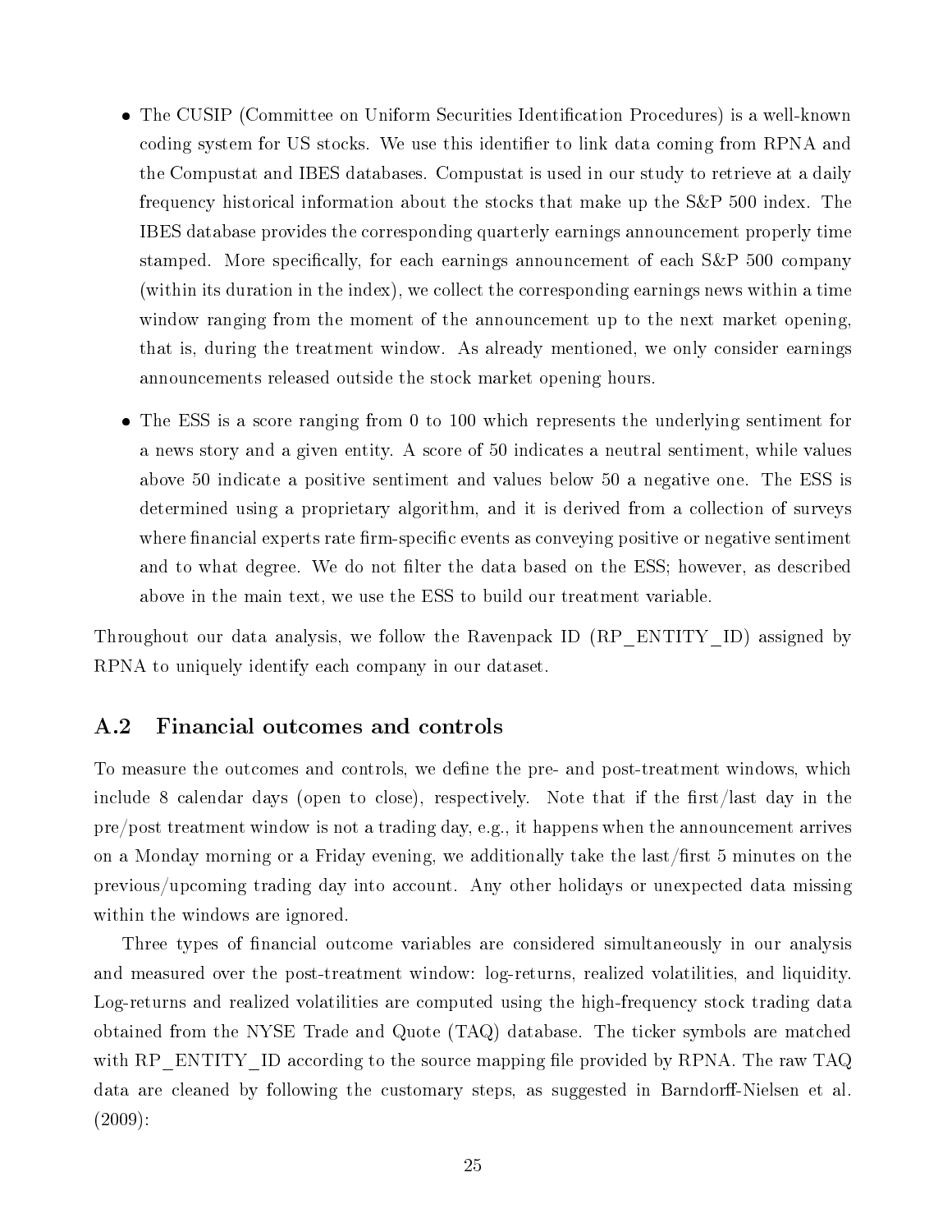- The CUSIP (Committee on Uniform Securities Identification Procedures) is a well-known coding system for US stocks. We use this identifier to link data coming from RPNA and the Compustat and IBES databases. Compustat is used in our study to retrieve at a daily frequency historical information about the stocks that make up the S&P 500 index. The IBES database provides the corresponding quarterly earnings announcement properly time stamped. More specifically, for each earnings announcement of each S&P 500 company (within its duration in the index), we collect the corresponding earnings news within a time window ranging from the moment of the announcement up to the next market opening, that is, during the treatment window. As already mentioned, we only consider earnings announcements released outside the stock market opening hours.
- The ESS is a score ranging from 0 to 100 which represents the underlying sentiment for a news story and a given entity. A score of 50 indicates a neutral sentiment, while values above 50 indicate a positive sentiment and values below 50 a negative one. The ESS is determined using a proprietary algorithm, and it is derived from a collection of surveys where financial experts rate firm-specific events as conveying positive or negative sentiment and to what degree. We do not filter the data based on the ESS; however, as described above in the main text, we use the ESS to build our treatment variable.

Throughout our data analysis, we follow the Ravenpack ID (RP_ENTITY_ID) assigned by RPNA to uniquely identify each company in our dataset.

## A.2 Financial outcomes and controls

To measure the outcomes and controls, we define the pre- and post-treatment windows, which include 8 calendar days (open to close), respectively. Note that if the first/last day in the pre/post treatment window is not a trading day, e.g., it happens when the announcement arrives on a Monday morning or a Friday evening, we additionally take the last/first 5 minutes on the previous/upcoming trading day into account. Any other holidays or unexpected data missing within the windows are ignored.

Three types of financial outcome variables are considered simultaneously in our analysis and measured over the post-treatment window: log-returns, realized volatilities, and liquidity. Log-returns and realized volatilities are computed using the high-frequency stock trading data obtained from the NYSE Trade and Quote (TAQ) database. The ticker symbols are matched with RP_ENTITY_ID according to the source mapping file provided by RPNA. The raw TAQ data are cleaned by following the customary steps, as suggested in Barndorff-Nielsen et al. (2009):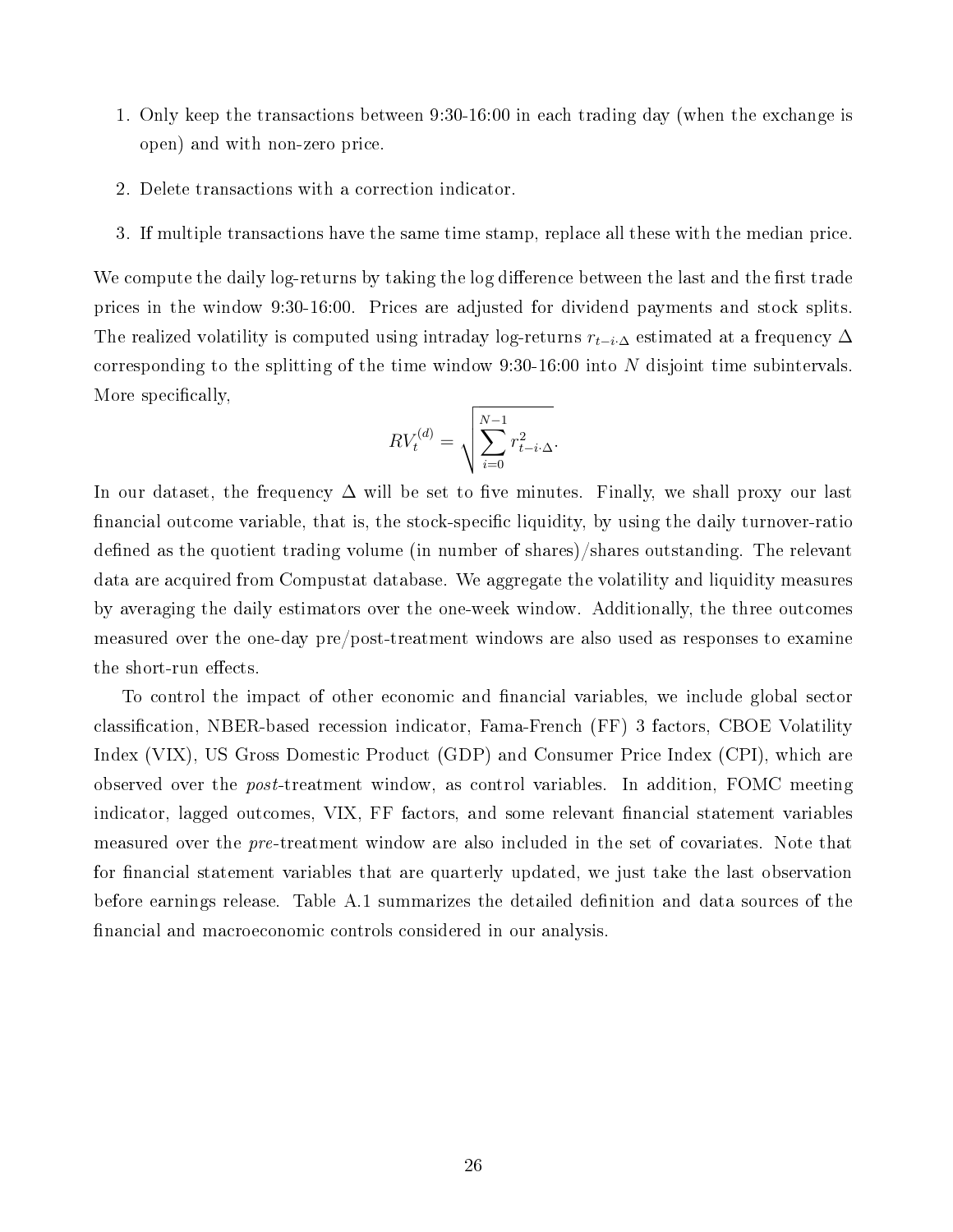1. Only keep the transactions between 9:30-16:00 in each trading day (when the exchange is open) and with non-zero price.

2. Delete transactions with a correction indicator.

3. If multiple transactions have the same time stamp, replace all these with the median price.

We compute the daily log-returns by taking the log difference between the last and the first trade prices in the window 9:30-16:00. Prices are adjusted for dividend payments and stock splits. The realized volatility is computed using intraday log-returns $r_{t-i\cdot\Delta}$ estimated at a frequency $\Delta$ corresponding to the splitting of the time window 9:30-16:00 into $N$ disjoint time subintervals. More specifically,

$$RV_t^{(d)} = \sqrt{\sum_{i=0}^{N-1} r_{t-i\cdot\Delta}^2}.$$

In our dataset, the frequency $\Delta$ will be set to five minutes. Finally, we shall proxy our last financial outcome variable, that is, the stock-specific liquidity, by using the daily turnover-ratio defined as the quotient trading volume (in number of shares)/shares outstanding. The relevant data are acquired from Compustat database. We aggregate the volatility and liquidity measures by averaging the daily estimators over the one-week window. Additionally, the three outcomes measured over the one-day pre/post-treatment windows are also used as responses to examine the short-run effects.

To control the impact of other economic and financial variables, we include global sector classification, NBER-based recession indicator, Fama-French (FF) 3 factors, CBOE Volatility Index (VIX), US Gross Domestic Product (GDP) and Consumer Price Index (CPI), which are observed over the *post*-treatment window, as control variables. In addition, FOMC meeting indicator, lagged outcomes, VIX, FF factors, and some relevant financial statement variables measured over the *pre*-treatment window are also included in the set of covariates. Note that for financial statement variables that are quarterly updated, we just take the last observation before earnings release. Table A.1 summarizes the detailed definition and data sources of the financial and macroeconomic controls considered in our analysis.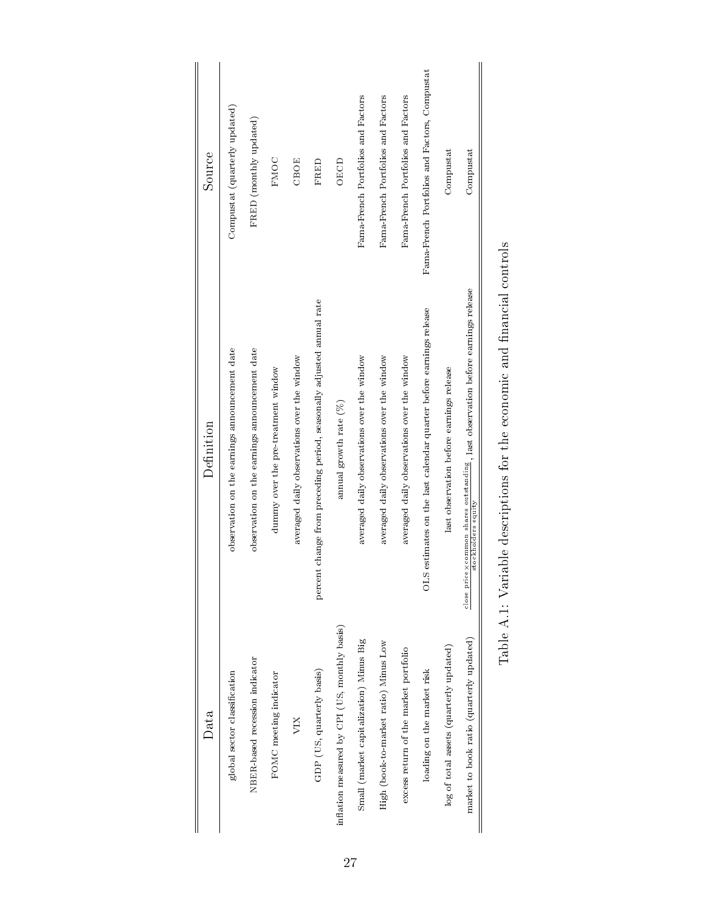| Data | Definition | Source |
|---|---|---|
| global sector classification | observation on the earnings announcement date | Compustat (quarterly updated) |
| NBER-based recession indicator | observation on the earnings announcement date | FRED (monthly updated) |
| FOMC meeting indicator | dummy over the pre-treatment window | FMOC |
| VIX | averaged daily observations over the window | CBOE |
| GDP (US, quarterly basis) | percent change from preceding period, seasonally adjusted annual rate | FRED |
| inflation measured by CPI (US, monthly basis) | annual growth rate (%) | OECD |
| Small (market capitalization) Minus Big | averaged daily observations over the window | Fama-French Portfolios and Factors |
| High (book-to-market ratio) Minus Low | averaged daily observations over the window | Fama-French Portfolios and Factors |
| excess return of the market portfolio | averaged daily observations over the window | Fama-French Portfolios and Factors |
| loading on the market risk | OLS estimates on the last calendar quarter before earnings release | Fama-French Portfolios and Factors, Compustat |
| log of total assets (quarterly updated) | last observation before earnings release | Compustat |
| market to book ratio (quarterly updated) | $\frac{\text{close price} \times \text{common shares outstanding}}{\text{stockholders equity}}$, last observation before earnings release | Compustat |

Table A.1: Variable descriptions for the economic and financial controls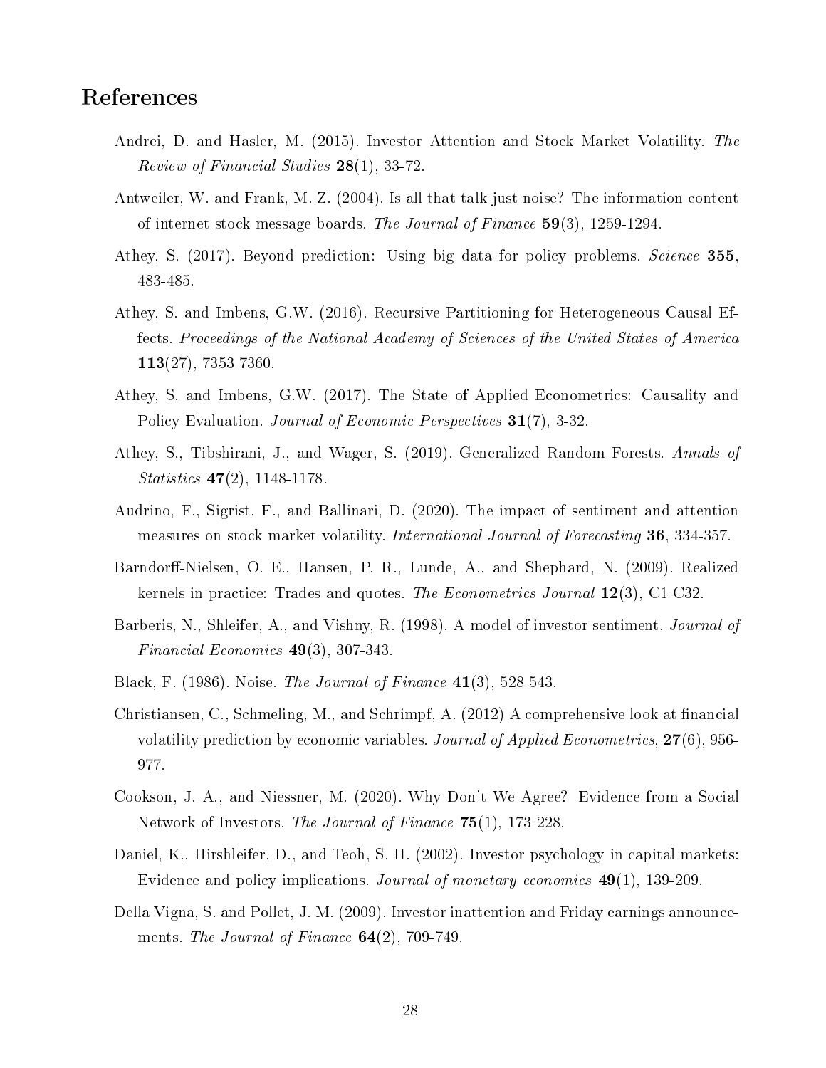# References

Andrei, D. and Hasler, M. (2015). Investor Attention and Stock Market Volatility. *The Review of Financial Studies* **28**(1), 33-72.

Antweiler, W. and Frank, M. Z. (2004). Is all that talk just noise? The information content of internet stock message boards. *The Journal of Finance* **59**(3), 1259-1294.

Athey, S. (2017). Beyond prediction: Using big data for policy problems. *Science* **355**, 483-485.

Athey, S. and Imbens, G.W. (2016). Recursive Partitioning for Heterogeneous Causal Effects. *Proceedings of the National Academy of Sciences of the United States of America* **113**(27), 7353-7360.

Athey, S. and Imbens, G.W. (2017). The State of Applied Econometrics: Causality and Policy Evaluation. *Journal of Economic Perspectives* **31**(7), 3-32.

Athey, S., Tibshirani, J., and Wager, S. (2019). Generalized Random Forests. *Annals of Statistics* **47**(2), 1148-1178.

Audrino, F., Sigrist, F., and Ballinari, D. (2020). The impact of sentiment and attention measures on stock market volatility. *International Journal of Forecasting* **36**, 334-357.

Barndorff-Nielsen, O. E., Hansen, P. R., Lunde, A., and Shephard, N. (2009). Realized kernels in practice: Trades and quotes. *The Econometrics Journal* **12**(3), C1-C32.

Barberis, N., Shleifer, A., and Vishny, R. (1998). A model of investor sentiment. *Journal of Financial Economics* **49**(3), 307-343.

Black, F. (1986). Noise. *The Journal of Finance* **41**(3), 528-543.

Christiansen, C., Schmeling, M., and Schrimpf, A. (2012) A comprehensive look at financial volatility prediction by economic variables. *Journal of Applied Econometrics*, **27**(6), 956-977.

Cookson, J. A., and Niessner, M. (2020). Why Don't We Agree? Evidence from a Social Network of Investors. *The Journal of Finance* **75**(1), 173-228.

Daniel, K., Hirshleifer, D., and Teoh, S. H. (2002). Investor psychology in capital markets: Evidence and policy implications. *Journal of monetary economics* **49**(1), 139-209.

Della Vigna, S. and Pollet, J. M. (2009). Investor inattention and Friday earnings announcements. *The Journal of Finance* **64**(2), 709-749.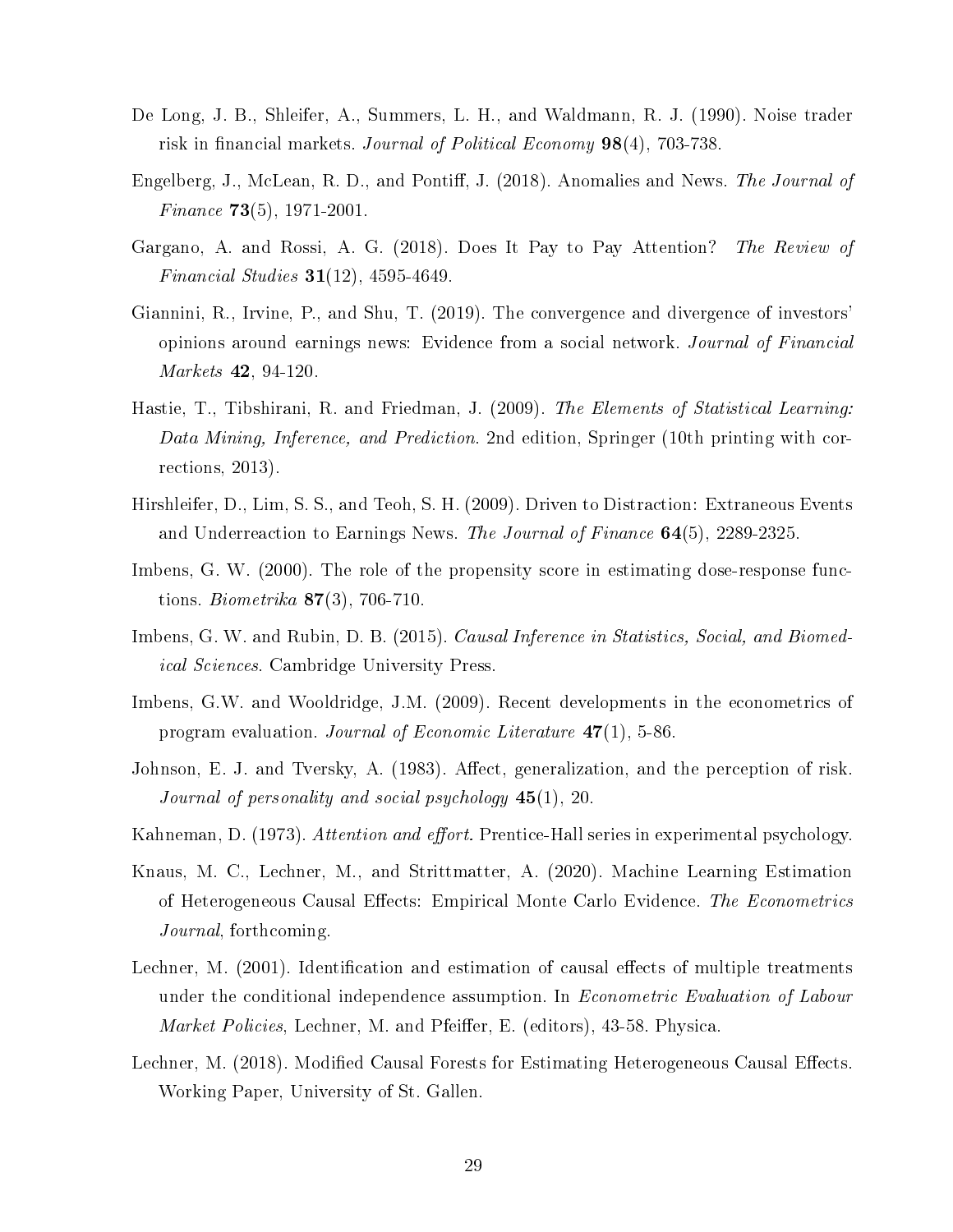De Long, J. B., Shleifer, A., Summers, L. H., and Waldmann, R. J. (1990). Noise trader risk in financial markets. *Journal of Political Economy* **98**(4), 703-738.

Engelberg, J., McLean, R. D., and Pontiff, J. (2018). Anomalies and News. *The Journal of Finance* **73**(5), 1971-2001.

Gargano, A. and Rossi, A. G. (2018). Does It Pay to Pay Attention? *The Review of Financial Studies* **31**(12), 4595-4649.

Giannini, R., Irvine, P., and Shu, T. (2019). The convergence and divergence of investors' opinions around earnings news: Evidence from a social network. *Journal of Financial Markets* **42**, 94-120.

Hastie, T., Tibshirani, R. and Friedman, J. (2009). *The Elements of Statistical Learning: Data Mining, Inference, and Prediction*. 2nd edition, Springer (10th printing with corrections, 2013).

Hirshleifer, D., Lim, S. S., and Teoh, S. H. (2009). Driven to Distraction: Extraneous Events and Underreaction to Earnings News. *The Journal of Finance* **64**(5), 2289-2325.

Imbens, G. W. (2000). The role of the propensity score in estimating dose-response functions. *Biometrika* **87**(3), 706-710.

Imbens, G. W. and Rubin, D. B. (2015). *Causal Inference in Statistics, Social, and Biomedical Sciences*. Cambridge University Press.

Imbens, G.W. and Wooldridge, J.M. (2009). Recent developments in the econometrics of program evaluation. *Journal of Economic Literature* **47**(1), 5-86.

Johnson, E. J. and Tversky, A. (1983). Affect, generalization, and the perception of risk. *Journal of personality and social psychology* **45**(1), 20.

Kahneman, D. (1973). *Attention and effort*. Prentice-Hall series in experimental psychology.

Knaus, M. C., Lechner, M., and Strittmatter, A. (2020). Machine Learning Estimation of Heterogeneous Causal Effects: Empirical Monte Carlo Evidence. *The Econometrics Journal*, forthcoming.

Lechner, M. (2001). Identification and estimation of causal effects of multiple treatments under the conditional independence assumption. In *Econometric Evaluation of Labour Market Policies*, Lechner, M. and Pfeiffer, E. (editors), 43-58. Physica.

Lechner, M. (2018). Modified Causal Forests for Estimating Heterogeneous Causal Effects. Working Paper, University of St. Gallen.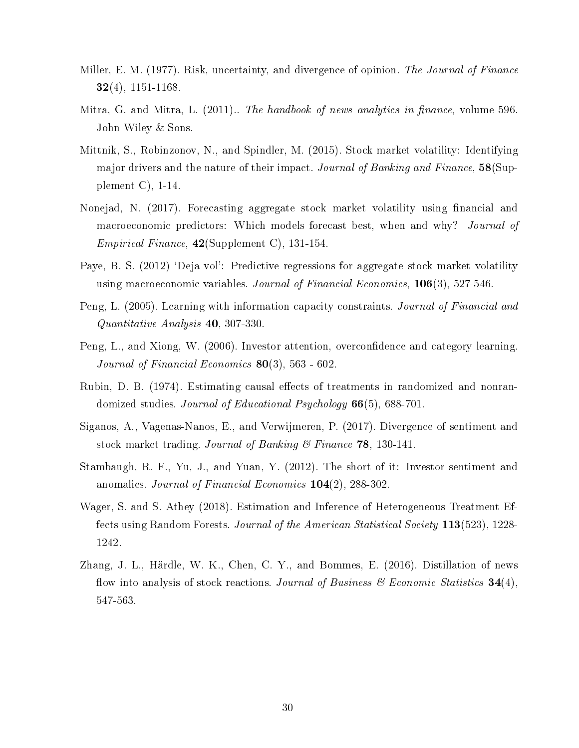Miller, E. M. (1977). Risk, uncertainty, and divergence of opinion. *The Journal of Finance* **32**(4), 1151-1168.

Mitra, G. and Mitra, L. (2011).. *The handbook of news analytics in finance*, volume 596. John Wiley & Sons.

Mittnik, S., Robinzonov, N., and Spindler, M. (2015). Stock market volatility: Identifying major drivers and the nature of their impact. *Journal of Banking and Finance*, **58**(Supplement C), 1-14.

Nonejad, N. (2017). Forecasting aggregate stock market volatility using financial and macroeconomic predictors: Which models forecast best, when and why? *Journal of Empirical Finance*, **42**(Supplement C), 131-154.

Paye, B. S. (2012) 'Deja vol': Predictive regressions for aggregate stock market volatility using macroeconomic variables. *Journal of Financial Economics*, **106**(3), 527-546.

Peng, L. (2005). Learning with information capacity constraints. *Journal of Financial and Quantitative Analysis* **40**, 307-330.

Peng, L., and Xiong, W. (2006). Investor attention, overconfidence and category learning. *Journal of Financial Economics* **80**(3), 563 - 602.

Rubin, D. B. (1974). Estimating causal effects of treatments in randomized and nonrandomized studies. *Journal of Educational Psychology* **66**(5), 688-701.

Siganos, A., Vagenas-Nanos, E., and Verwijmeren, P. (2017). Divergence of sentiment and stock market trading. *Journal of Banking & Finance* **78**, 130-141.

Stambaugh, R. F., Yu, J., and Yuan, Y. (2012). The short of it: Investor sentiment and anomalies. *Journal of Financial Economics* **104**(2), 288-302.

Wager, S. and S. Athey (2018). Estimation and Inference of Heterogeneous Treatment Effects using Random Forests. *Journal of the American Statistical Society* **113**(523), 1228-1242.

Zhang, J. L., Härdle, W. K., Chen, C. Y., and Bommes, E. (2016). Distillation of news flow into analysis of stock reactions. *Journal of Business & Economic Statistics* **34**(4), 547-563.